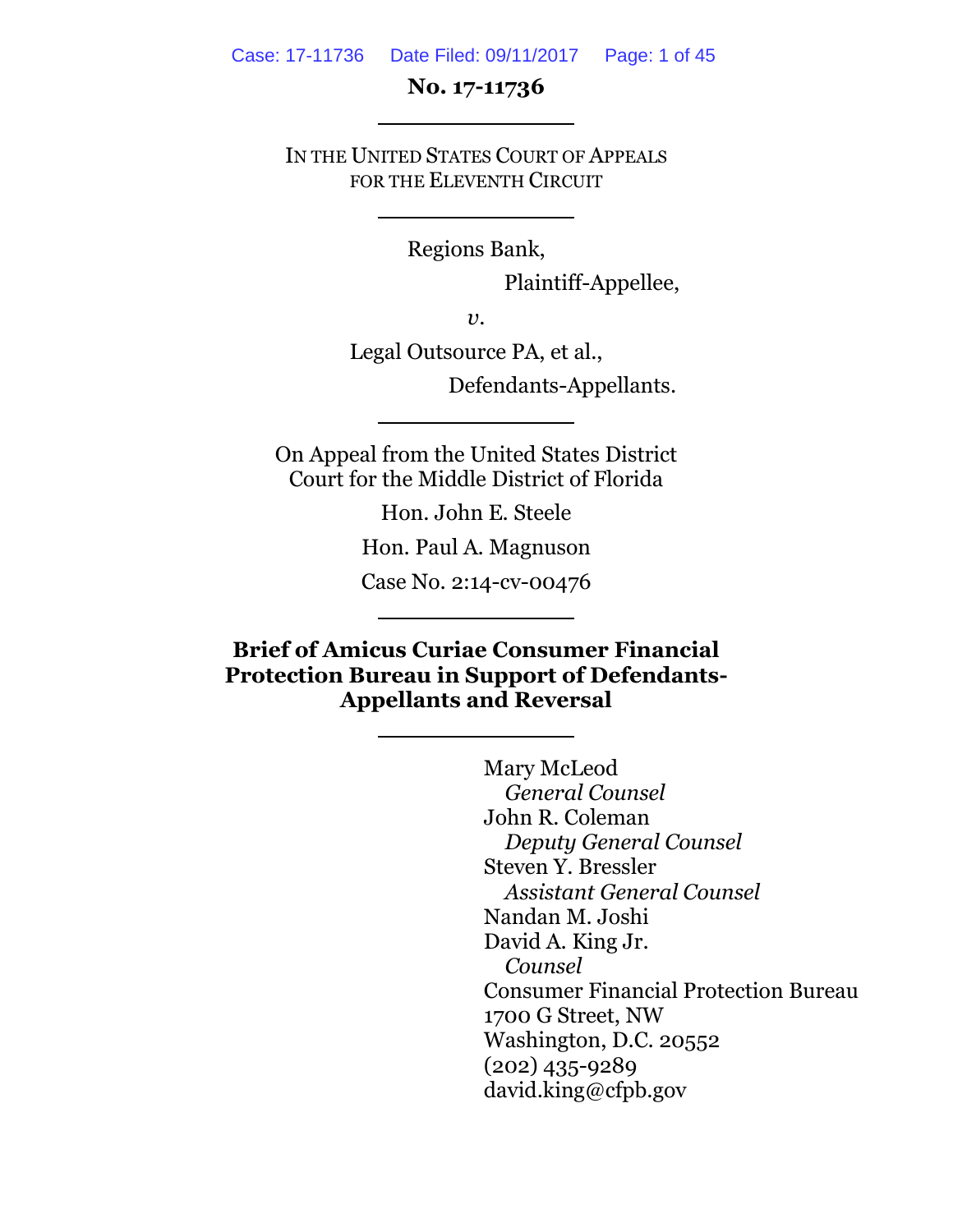No. 17-11736

IN THE UNITED STATES COURT OF APPEALS
FOR THE ELEVENTH CIRCUIT

Regions Bank,

Plaintiff-Appellee,

*v.*

Legal Outsource PA, et al.,

Defendants-Appellants.

On Appeal from the United States District Court for the Middle District of Florida

Hon. John E. Steele

Hon. Paul A. Magnuson

Case No. 2:14-cv-00476

**Brief of Amicus Curiae Consumer Financial Protection Bureau in Support of Defendants-Appellants and Reversal**

Mary McLeod
*General Counsel*
John R. Coleman
*Deputy General Counsel*
Steven Y. Bressler
*Assistant General Counsel*
Nandan M. Joshi
David A. King Jr.
*Counsel*
Consumer Financial Protection Bureau
1700 G Street, NW
Washington, D.C. 20552
(202) 435-9289
david.king@cfpb.gov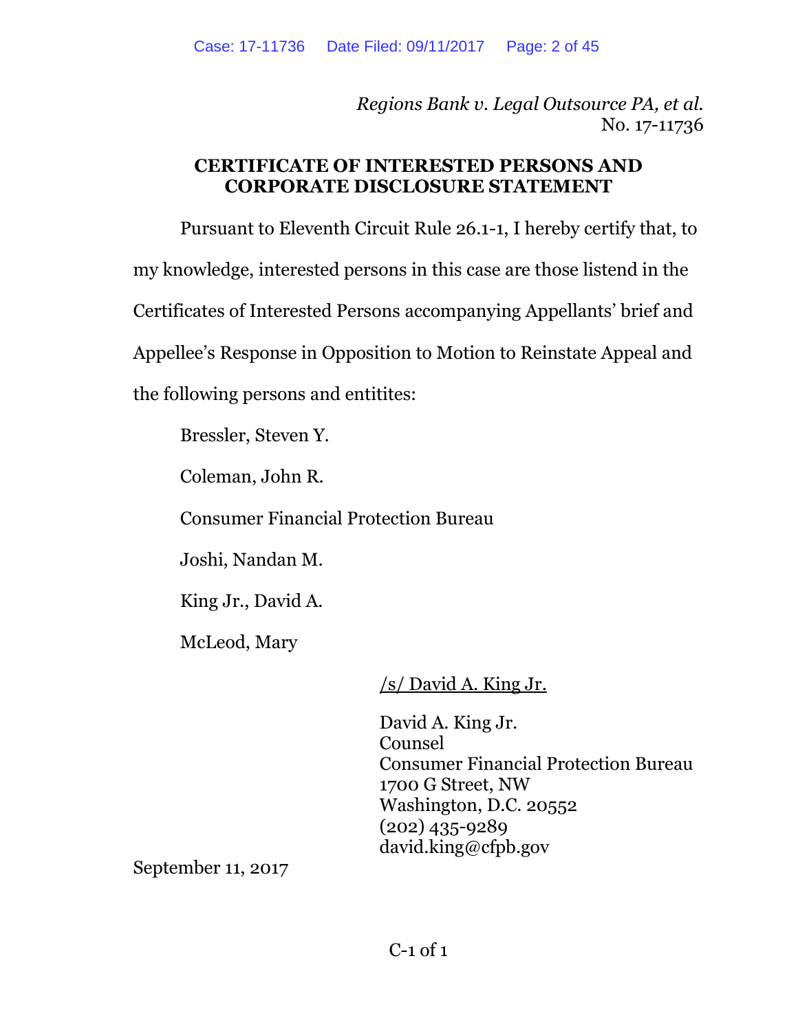*Regions Bank v. Legal Outsource PA, et al.*
No. 17-11736

## CERTIFICATE OF INTERESTED PERSONS AND CORPORATE DISCLOSURE STATEMENT

Pursuant to Eleventh Circuit Rule 26.1-1, I hereby certify that, to my knowledge, interested persons in this case are those listend in the Certificates of Interested Persons accompanying Appellants' brief and Appellee's Response in Opposition to Motion to Reinstate Appeal and the following persons and entitites:

Bressler, Steven Y.

Coleman, John R.

Consumer Financial Protection Bureau

Joshi, Nandan M.

King Jr., David A.

McLeod, Mary

/s/ David A. King Jr.

David A. King Jr.
Counsel
Consumer Financial Protection Bureau
1700 G Street, NW
Washington, D.C. 20552
(202) 435-9289
david.king@cfpb.gov

September 11, 2017

C-1 of 1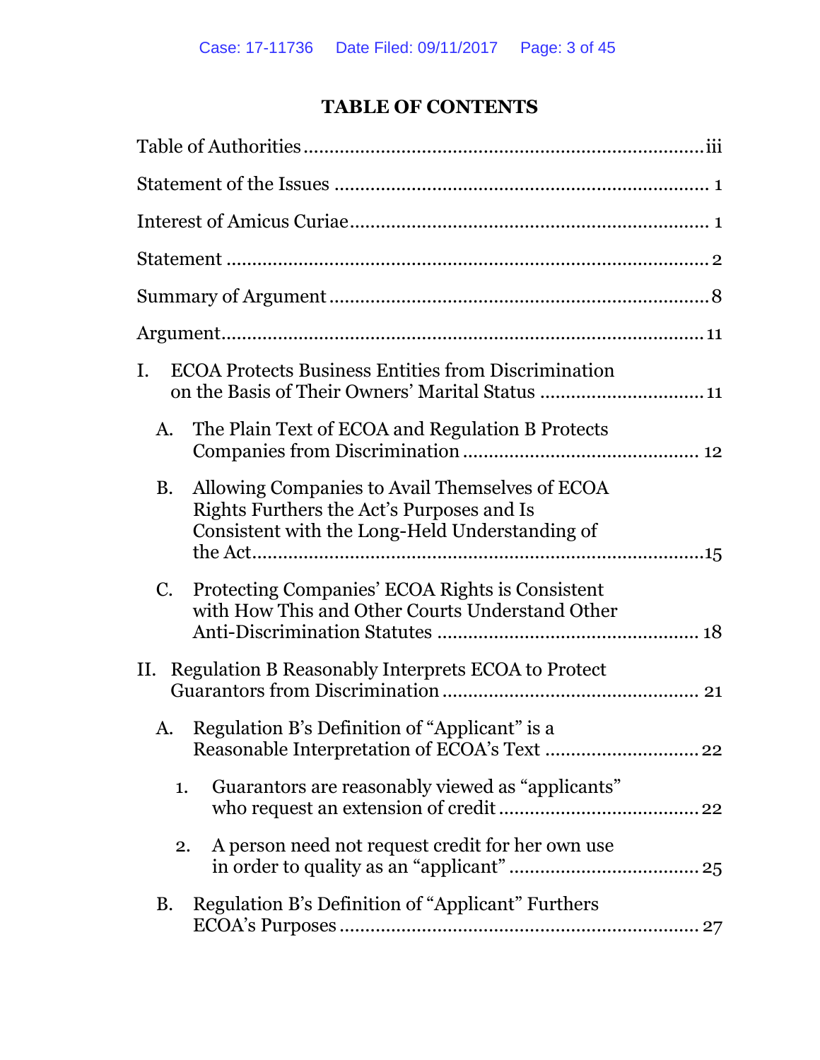# TABLE OF CONTENTS

Table of Authorities ........................................................................ iii

Statement of the Issues ........................................................................ 1

Interest of Amicus Curiae ........................................................................ 1

Statement ........................................................................ 2

Summary of Argument ........................................................................ 8

Argument ........................................................................ 11

I. ECOA Protects Business Entities from Discrimination on the Basis of Their Owners' Marital Status ........................ 11

   A. The Plain Text of ECOA and Regulation B Protects Companies from Discrimination ........................ 12

   B. Allowing Companies to Avail Themselves of ECOA Rights Furthers the Act's Purposes and Is Consistent with the Long-Held Understanding of the Act ........................ 15

   C. Protecting Companies' ECOA Rights is Consistent with How This and Other Courts Understand Other Anti-Discrimination Statutes ........................ 18

II. Regulation B Reasonably Interprets ECOA to Protect Guarantors from Discrimination ........................ 21

   A. Regulation B's Definition of "Applicant" is a Reasonable Interpretation of ECOA's Text ........................ 22

      1. Guarantors are reasonably viewed as "applicants" who request an extension of credit ........................ 22

      2. A person need not request credit for her own use in order to quality as an "applicant" ........................ 25

   B. Regulation B's Definition of "Applicant" Furthers ECOA's Purposes ........................ 27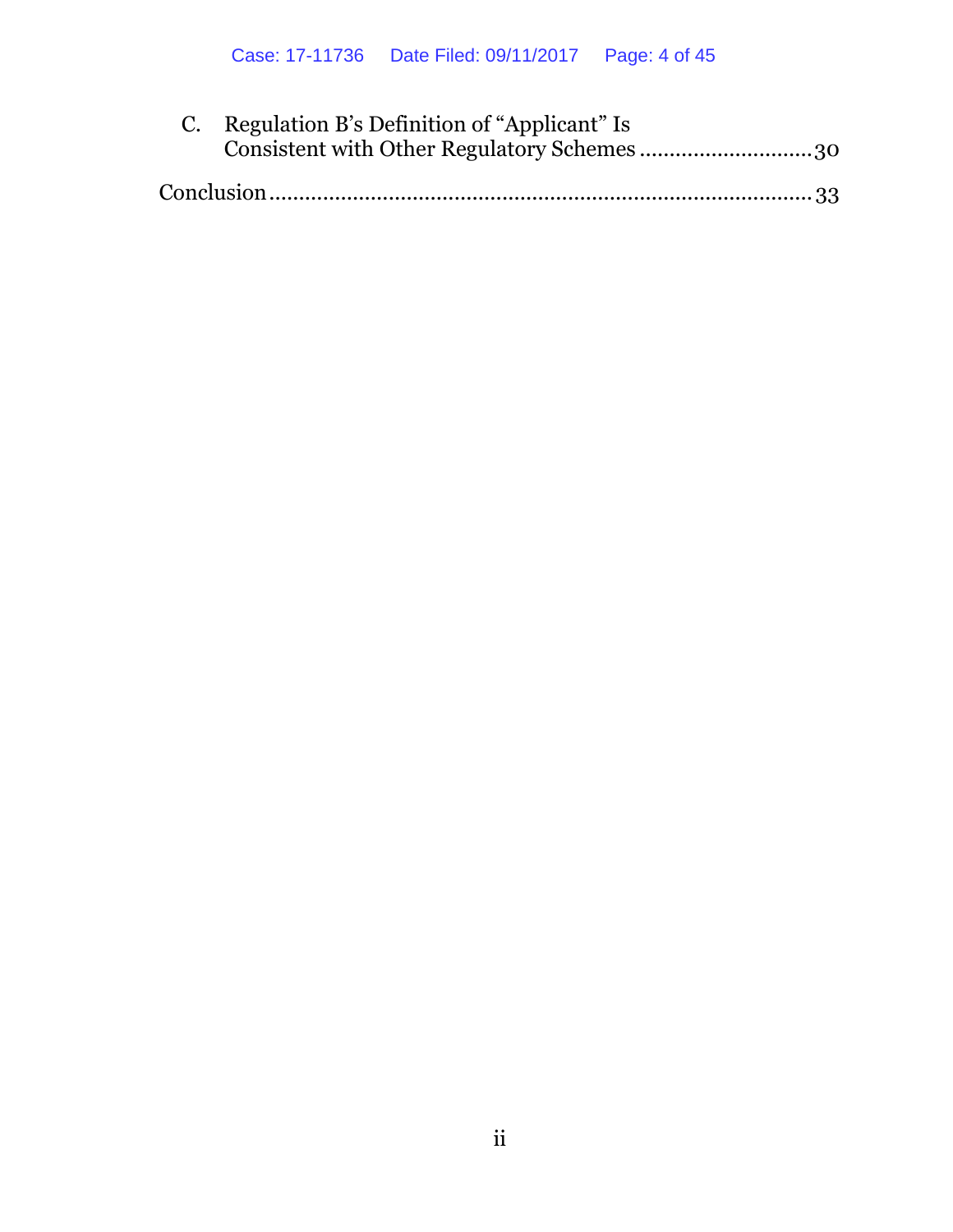C. Regulation B's Definition of "Applicant" Is Consistent with Other Regulatory Schemes ............................ 30

Conclusion ........................................................................................ 33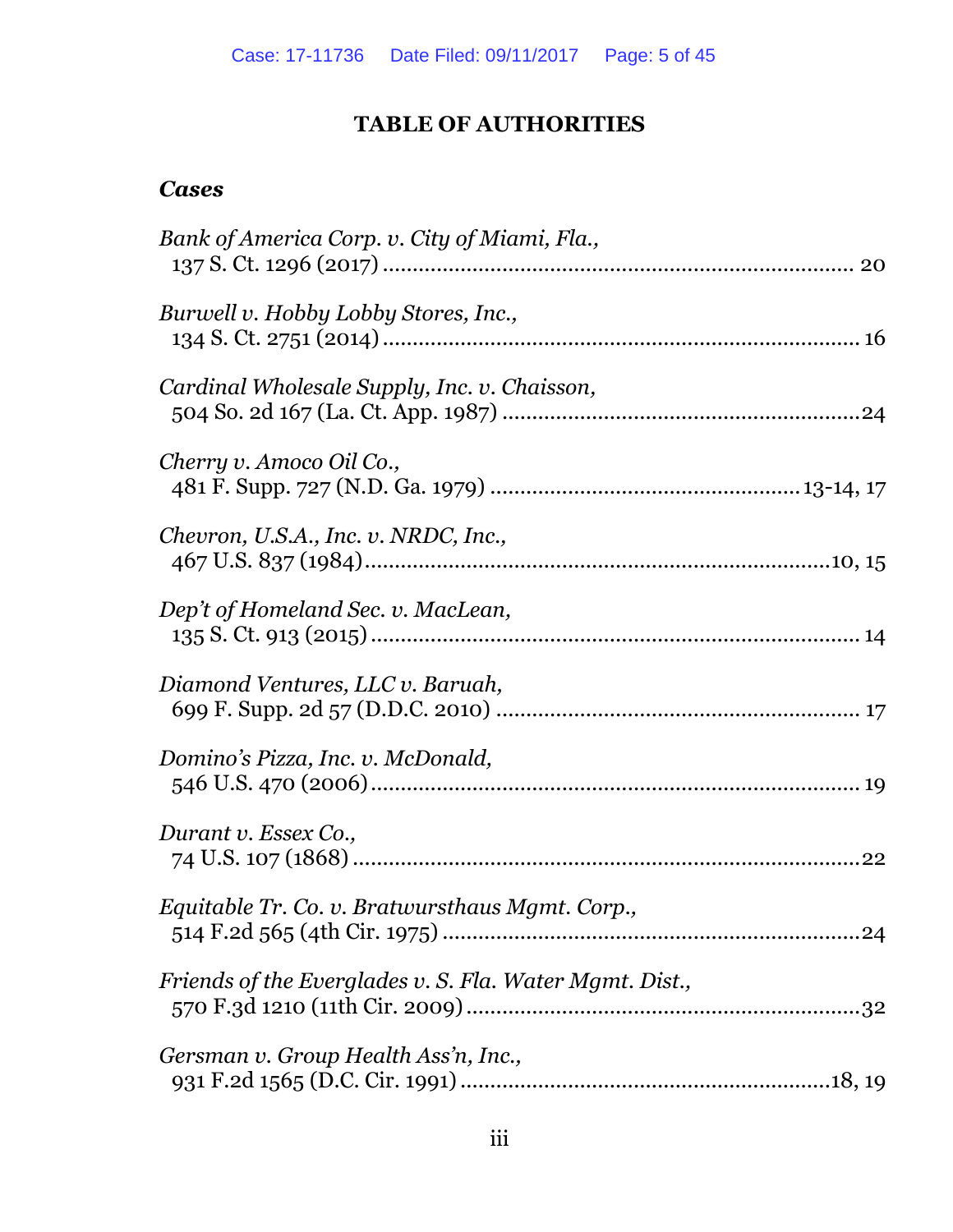# TABLE OF AUTHORITIES

### *Cases*

*Bank of America Corp. v. City of Miami, Fla.*,
137 S. Ct. 1296 (2017) .................................................................... 20

*Burwell v. Hobby Lobby Stores, Inc.*,
134 S. Ct. 2751 (2014) .................................................................... 16

*Cardinal Wholesale Supply, Inc. v. Chaisson*,
504 So. 2d 167 (La. Ct. App. 1987) ................................................24

*Cherry v. Amoco Oil Co.*,
481 F. Supp. 727 (N.D. Ga. 1979) ........................................ 13-14, 17

*Chevron, U.S.A., Inc. v. NRDC, Inc.*,
467 U.S. 837 (1984).................................................................10, 15

*Dep't of Homeland Sec. v. MacLean*,
135 S. Ct. 913 (2015) ...................................................................... 14

*Diamond Ventures, LLC v. Baruah*,
699 F. Supp. 2d 57 (D.D.C. 2010) ................................................. 17

*Domino's Pizza, Inc. v. McDonald*,
546 U.S. 470 (2006)........................................................................ 19

*Durant v. Essex Co.*,
74 U.S. 107 (1868) ..........................................................................22

*Equitable Tr. Co. v. Bratwursthaus Mgmt. Corp.*,
514 F.2d 565 (4th Cir. 1975) ..........................................................24

*Friends of the Everglades v. S. Fla. Water Mgmt. Dist.*,
570 F.3d 1210 (11th Cir. 2009).......................................................32

*Gersman v. Group Health Ass'n, Inc.*,
931 F.2d 1565 (D.C. Cir. 1991) ..................................................18, 19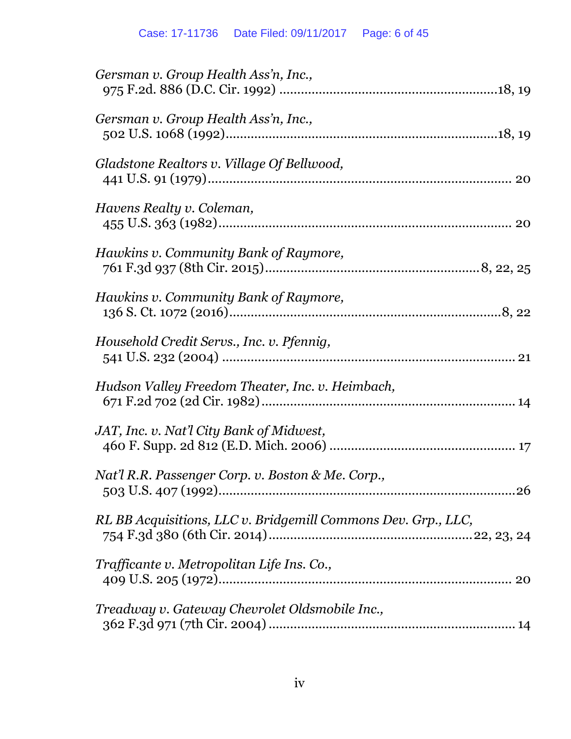*Gersman v. Group Health Ass'n, Inc.*,
975 F.2d. 886 (D.C. Cir. 1992) ............................................................18, 19

*Gersman v. Group Health Ass'n, Inc.*,
502 U.S. 1068 (1992)..............................................................................18, 19

*Gladstone Realtors v. Village Of Bellwood*,
441 U.S. 91 (1979)...................................................................................... 20

*Havens Realty v. Coleman*,
455 U.S. 363 (1982).................................................................................... 20

*Hawkins v. Community Bank of Raymore*,
761 F.3d 937 (8th Cir. 2015)..........................................................8, 22, 25

*Hawkins v. Community Bank of Raymore*,
136 S. Ct. 1072 (2016)..............................................................................8, 22

*Household Credit Servs., Inc. v. Pfennig*,
541 U.S. 232 (2004) .................................................................................... 21

*Hudson Valley Freedom Theater, Inc. v. Heimbach*,
671 F.2d 702 (2d Cir. 1982)....................................................................... 14

*JAT, Inc. v. Nat'l City Bank of Midwest*,
460 F. Supp. 2d 812 (E.D. Mich. 2006) ..................................................... 17

*Nat'l R.R. Passenger Corp. v. Boston & Me. Corp.*,
503 U.S. 407 (1992)......................................................................................26

*RL BB Acquisitions, LLC v. Bridgemill Commons Dev. Grp., LLC*,
754 F.3d 380 (6th Cir. 2014).........................................................22, 23, 24

*Trafficante v. Metropolitan Life Ins. Co.*,
409 U.S. 205 (1972)..................................................................................... 20

*Treadway v. Gateway Chevrolet Oldsmobile Inc.*,
362 F.3d 971 (7th Cir. 2004) ..................................................................... 14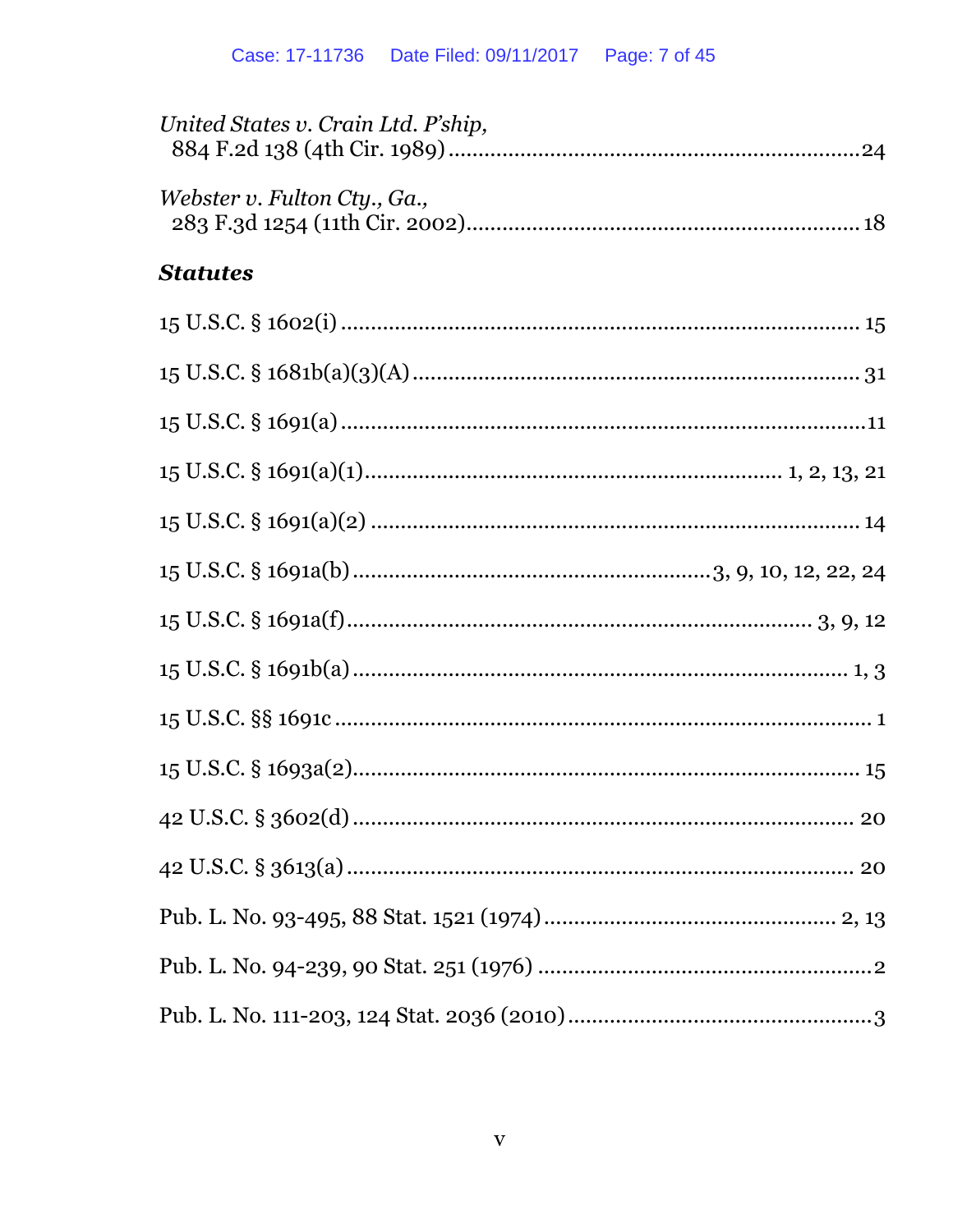*United States v. Crain Ltd. P'ship*,
884 F.2d 138 (4th Cir. 1989) .......................................................................24

*Webster v. Fulton Cty., Ga.*,
283 F.3d 1254 (11th Cir. 2002)......................................................................18

### *Statutes*

15 U.S.C. § 1602(i) ........................................................................................ 15

15 U.S.C. § 1681b(a)(3)(A) ............................................................................ 31

15 U.S.C. § 1691(a) .........................................................................................11

15 U.S.C. § 1691(a)(1).................................................................... 1, 2, 13, 21

15 U.S.C. § 1691(a)(2) .................................................................................... 14

15 U.S.C. § 1691a(b)............................................................3, 9, 10, 12, 22, 24

15 U.S.C. § 1691a(f)..................................................................................3, 9, 12

15 U.S.C. § 1691b(a) ...................................................................................... 1, 3

15 U.S.C. §§ 1691c ............................................................................................ 1

15 U.S.C. § 1693a(2)........................................................................................ 15

42 U.S.C. § 3602(d) ......................................................................................... 20

42 U.S.C. § 3613(a) .......................................................................................... 20

Pub. L. No. 93-495, 88 Stat. 1521 (1974)................................................. 2, 13

Pub. L. No. 94-239, 90 Stat. 251 (1976) .........................................................2

Pub. L. No. 111-203, 124 Stat. 2036 (2010)....................................................3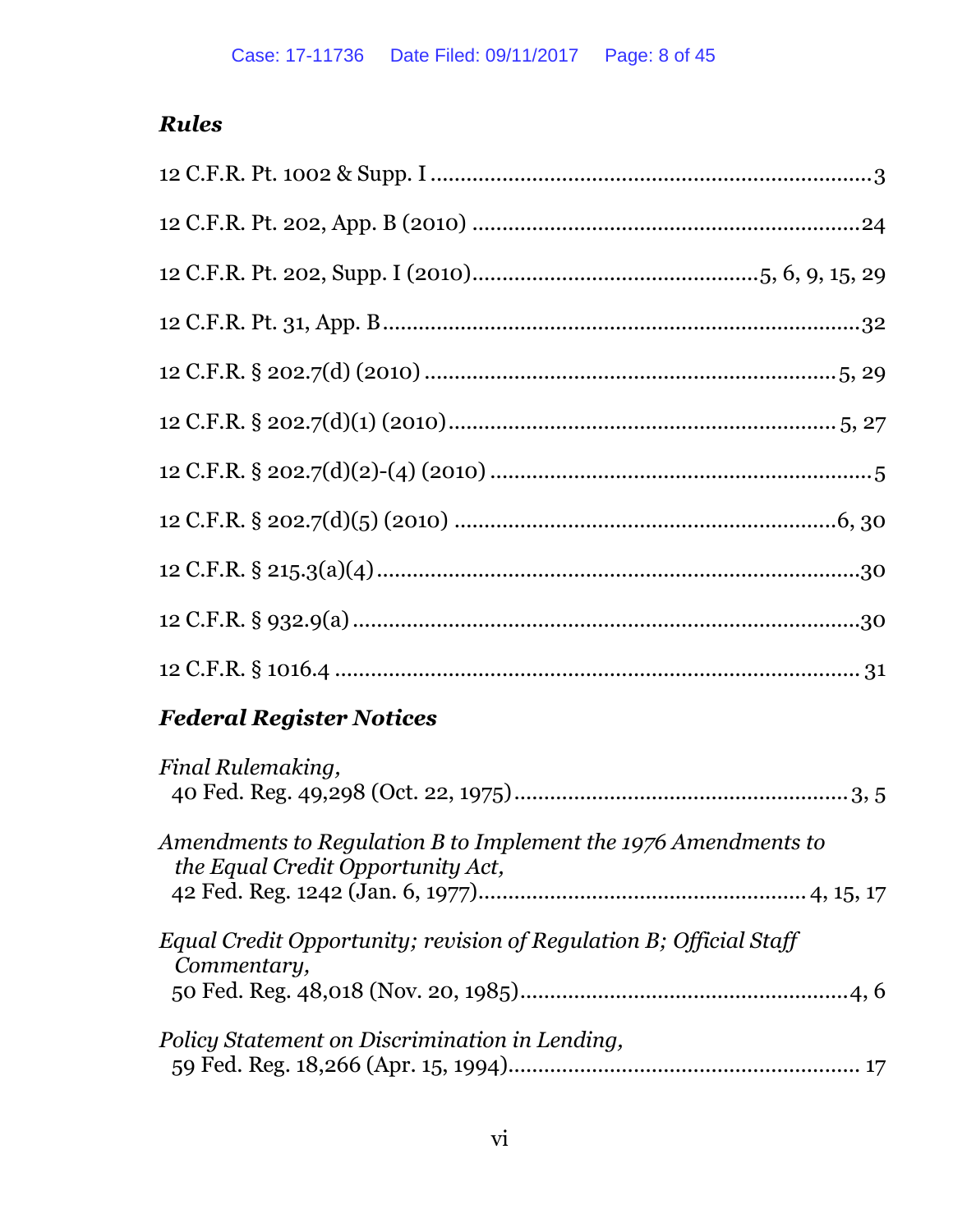### *Rules*

12 C.F.R. Pt. 1002 & Supp. I ........................................................................3

12 C.F.R. Pt. 202, App. B (2010) ................................................................24

12 C.F.R. Pt. 202, Supp. I (2010)...............................................5, 6, 9, 15, 29

12 C.F.R. Pt. 31, App. B...............................................................................32

12 C.F.R. § 202.7(d) (2010) ....................................................................5, 29

12 C.F.R. § 202.7(d)(1) (2010)................................................................5, 27

12 C.F.R. § 202.7(d)(2)-(4) (2010) ................................................................5

12 C.F.R. § 202.7(d)(5) (2010) ..............................................................6, 30

12 C.F.R. § 215.3(a)(4)..................................................................................30

12 C.F.R. § 932.9(a).......................................................................................30

12 C.F.R. § 1016.4 ........................................................................................ 31

### *Federal Register Notices*

*Final Rulemaking,*
40 Fed. Reg. 49,298 (Oct. 22, 1975).........................................................3, 5

*Amendments to Regulation B to Implement the 1976 Amendments to the Equal Credit Opportunity Act,*
42 Fed. Reg. 1242 (Jan. 6, 1977)..................................................... 4, 15, 17

*Equal Credit Opportunity; revision of Regulation B; Official Staff Commentary,*
50 Fed. Reg. 48,018 (Nov. 20, 1985).......................................................4, 6

*Policy Statement on Discrimination in Lending,*
59 Fed. Reg. 18,266 (Apr. 15, 1994)......................................................... 17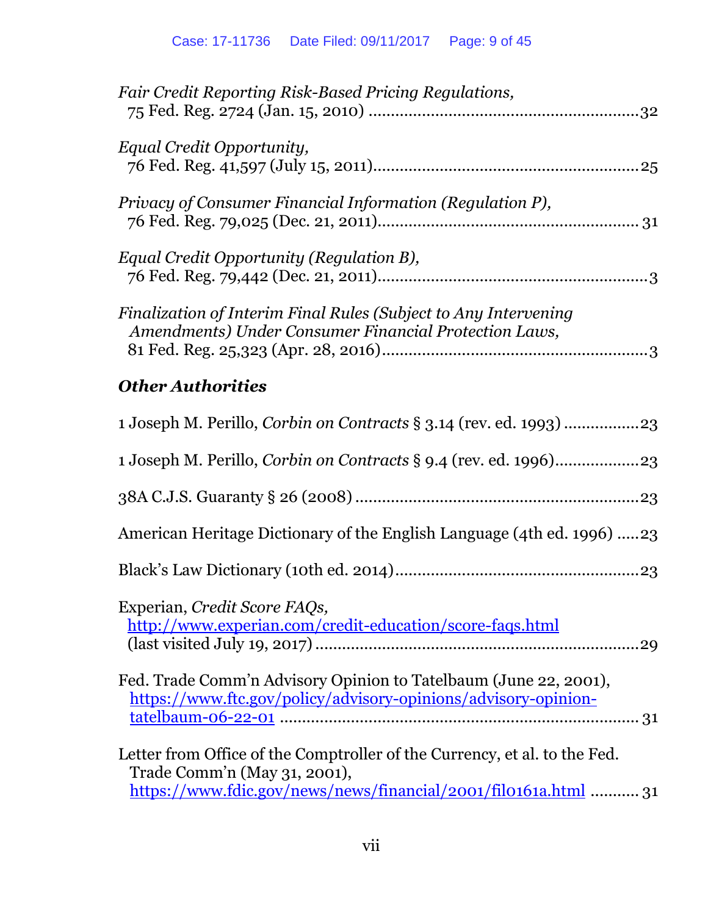*Fair Credit Reporting Risk-Based Pricing Regulations*,
75 Fed. Reg. 2724 (Jan. 15, 2010) ............................................................32

*Equal Credit Opportunity*,
76 Fed. Reg. 41,597 (July 15, 2011)...........................................................25

*Privacy of Consumer Financial Information (Regulation P)*,
76 Fed. Reg. 79,025 (Dec. 21, 2011).......................................................... 31

*Equal Credit Opportunity (Regulation B)*,
76 Fed. Reg. 79,442 (Dec. 21, 2011)............................................................3

*Finalization of Interim Final Rules (Subject to Any Intervening Amendments) Under Consumer Financial Protection Laws*,
81 Fed. Reg. 25,323 (Apr. 28, 2016)............................................................3

### *Other Authorities*

1 Joseph M. Perillo, *Corbin on Contracts* § 3.14 (rev. ed. 1993) ................23

1 Joseph M. Perillo, *Corbin on Contracts* § 9.4 (rev. ed. 1996)..................23

38A C.J.S. Guaranty § 26 (2008) ...............................................................23

American Heritage Dictionary of the English Language (4th ed. 1996) .....23

Black's Law Dictionary (10th ed. 2014)......................................................23

Experian, *Credit Score FAQs*,
http://www.experian.com/credit-education/score-faqs.html
(last visited July 19, 2017) .........................................................................29

Fed. Trade Comm'n Advisory Opinion to Tatelbaum (June 22, 2001),
https://www.ftc.gov/policy/advisory-opinions/advisory-opinion-tatelbaum-06-22-01 .................................................................................. 31

Letter from Office of the Comptroller of the Currency, et al. to the Fed. Trade Comm'n (May 31, 2001),
https://www.fdic.gov/news/news/financial/2001/fil0161a.html ........... 31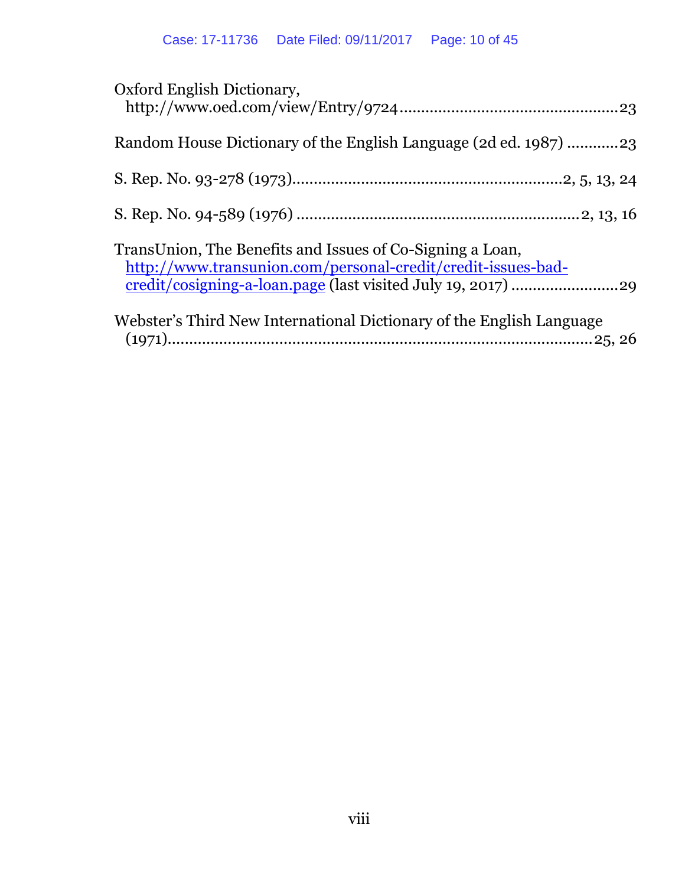Oxford English Dictionary, http://www.oed.com/view/Entry/9724 .......................................................23

Random House Dictionary of the English Language (2d ed. 1987) ............23

S. Rep. No. 93-278 (1973)...............................................................2, 5, 13, 24

S. Rep. No. 94-589 (1976) .................................................................2, 13, 16

TransUnion, The Benefits and Issues of Co-Signing a Loan, http://www.transunion.com/personal-credit/credit-issues-bad-credit/cosigning-a-loan.page (last visited July 19, 2017) .........................29

Webster's Third New International Dictionary of the English Language (1971).................................................................................................25, 26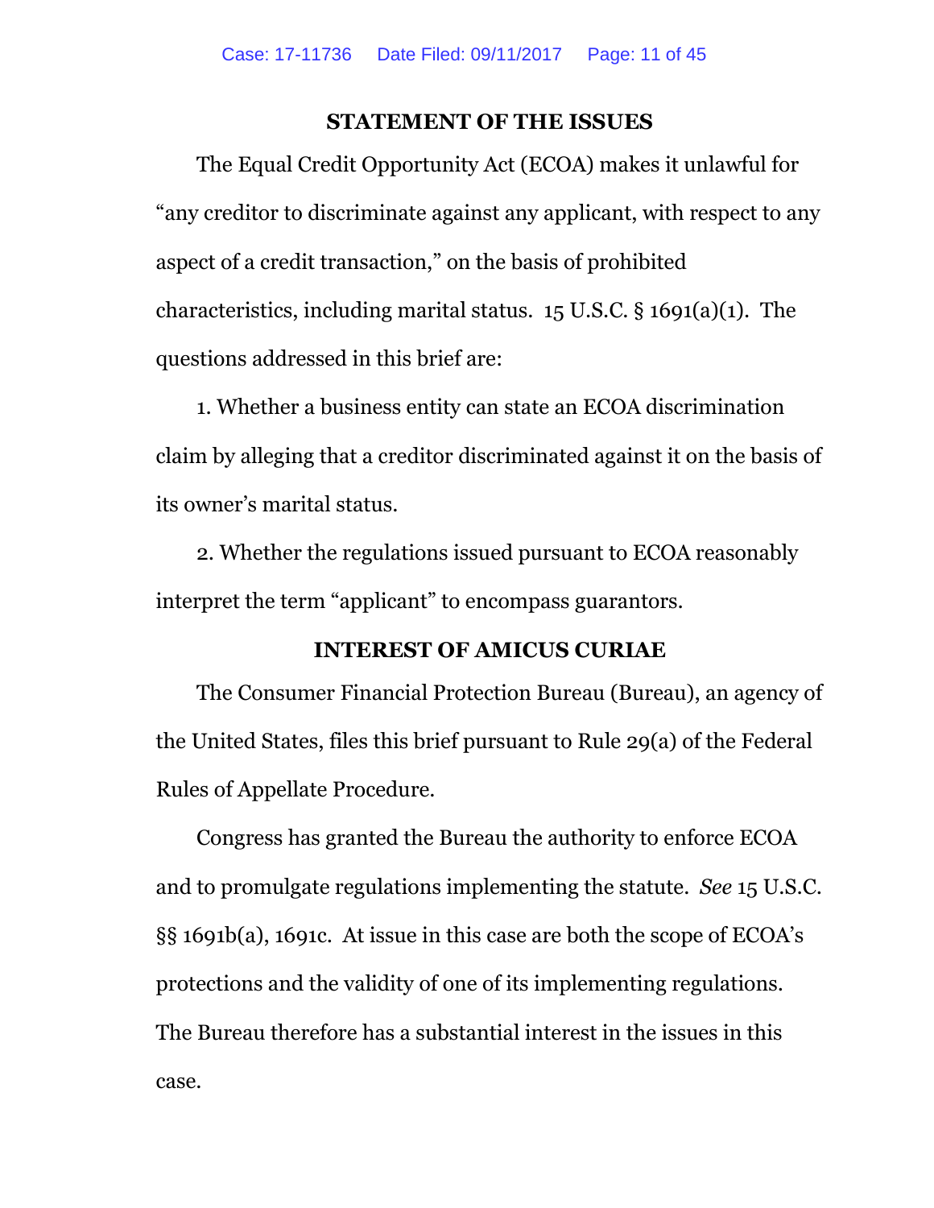## STATEMENT OF THE ISSUES

The Equal Credit Opportunity Act (ECOA) makes it unlawful for "any creditor to discriminate against any applicant, with respect to any aspect of a credit transaction," on the basis of prohibited characteristics, including marital status. 15 U.S.C. § 1691(a)(1). The questions addressed in this brief are:

1. Whether a business entity can state an ECOA discrimination claim by alleging that a creditor discriminated against it on the basis of its owner's marital status.

2. Whether the regulations issued pursuant to ECOA reasonably interpret the term "applicant" to encompass guarantors.

## INTEREST OF AMICUS CURIAE

The Consumer Financial Protection Bureau (Bureau), an agency of the United States, files this brief pursuant to Rule 29(a) of the Federal Rules of Appellate Procedure.

Congress has granted the Bureau the authority to enforce ECOA and to promulgate regulations implementing the statute. *See* 15 U.S.C. §§ 1691b(a), 1691c. At issue in this case are both the scope of ECOA's protections and the validity of one of its implementing regulations. The Bureau therefore has a substantial interest in the issues in this case.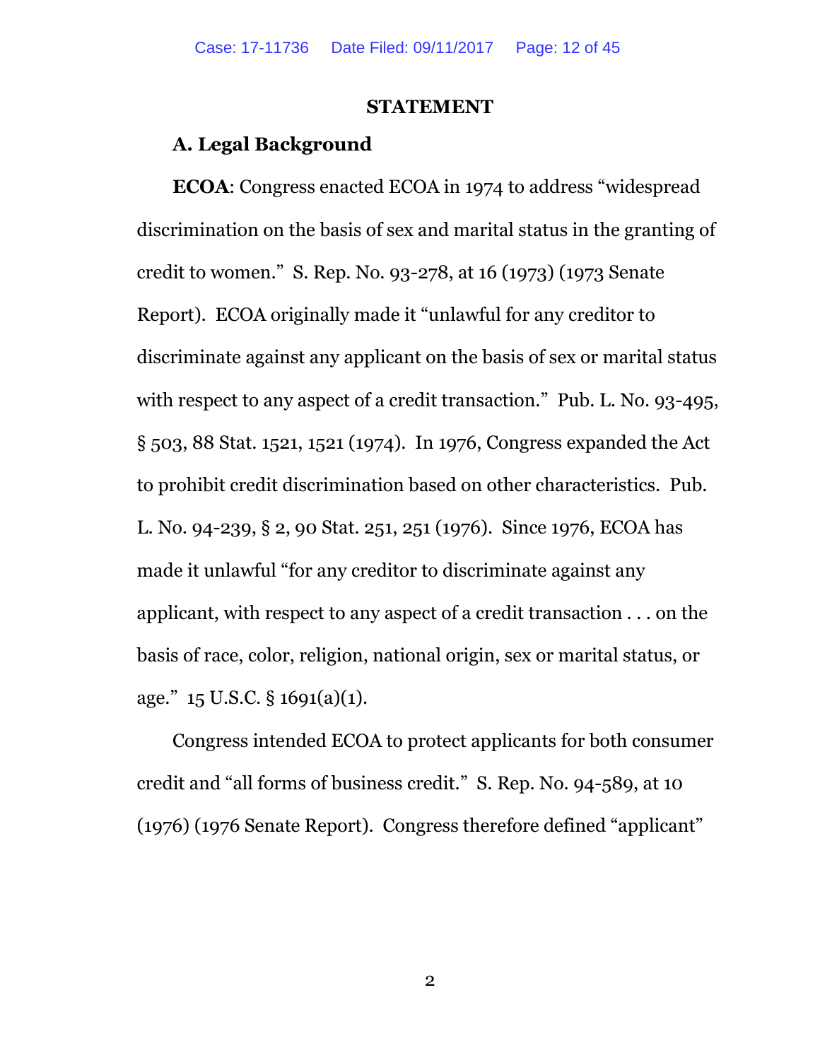## STATEMENT

### A. Legal Background

**ECOA**: Congress enacted ECOA in 1974 to address "widespread discrimination on the basis of sex and marital status in the granting of credit to women." S. Rep. No. 93-278, at 16 (1973) (1973 Senate Report). ECOA originally made it "unlawful for any creditor to discriminate against any applicant on the basis of sex or marital status with respect to any aspect of a credit transaction." Pub. L. No. 93-495, § 503, 88 Stat. 1521, 1521 (1974). In 1976, Congress expanded the Act to prohibit credit discrimination based on other characteristics. Pub. L. No. 94-239, § 2, 90 Stat. 251, 251 (1976). Since 1976, ECOA has made it unlawful "for any creditor to discriminate against any applicant, with respect to any aspect of a credit transaction . . . on the basis of race, color, religion, national origin, sex or marital status, or age." 15 U.S.C. § 1691(a)(1).

Congress intended ECOA to protect applicants for both consumer credit and "all forms of business credit." S. Rep. No. 94-589, at 10 (1976) (1976 Senate Report). Congress therefore defined "applicant"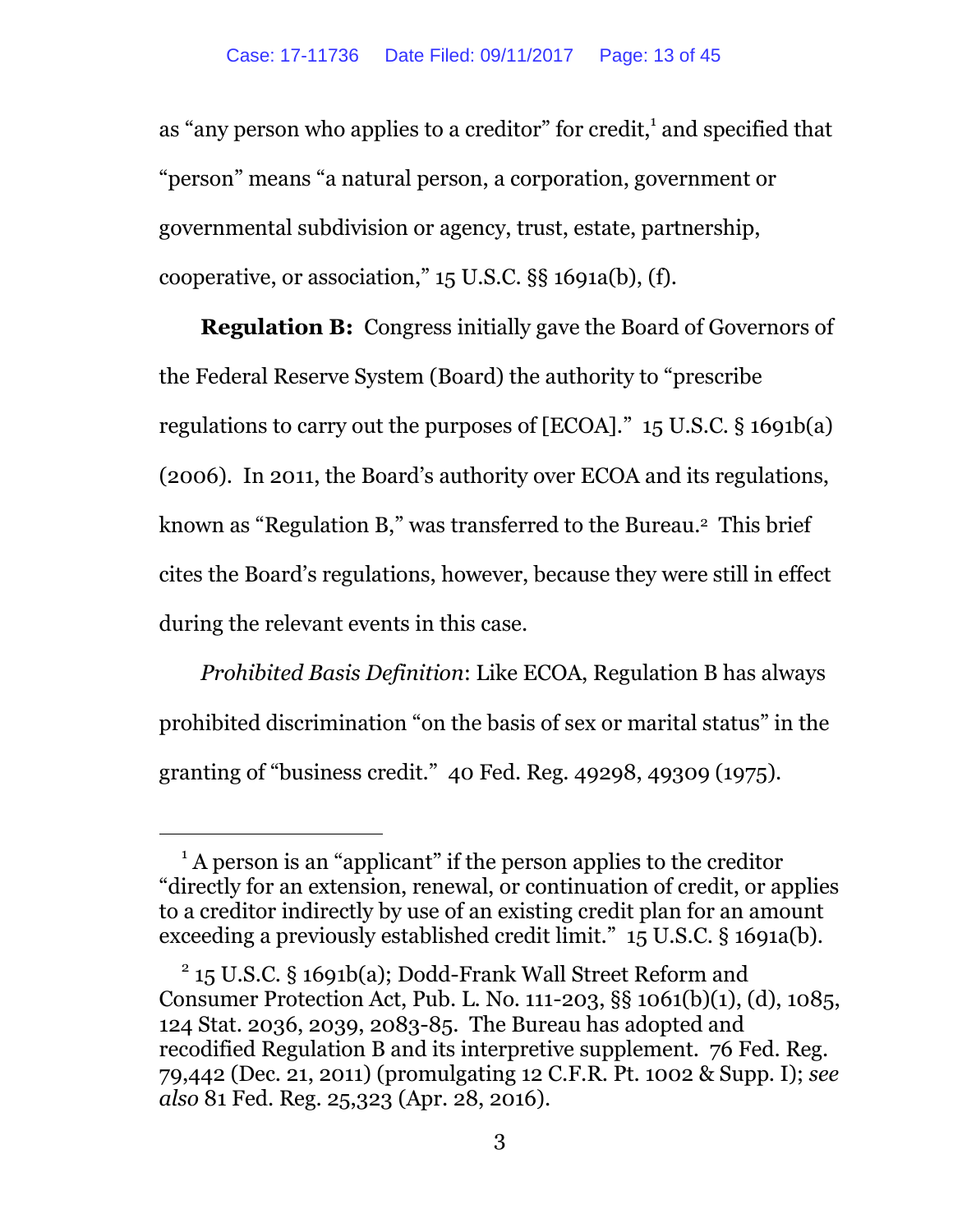as "any person who applies to a creditor" for credit,[1] and specified that "person" means "a natural person, a corporation, government or governmental subdivision or agency, trust, estate, partnership, cooperative, or association," 15 U.S.C. §§ 1691a(b), (f).

**Regulation B:** Congress initially gave the Board of Governors of the Federal Reserve System (Board) the authority to "prescribe regulations to carry out the purposes of [ECOA]." 15 U.S.C. § 1691b(a) (2006). In 2011, the Board's authority over ECOA and its regulations, known as "Regulation B," was transferred to the Bureau.[2] This brief cites the Board's regulations, however, because they were still in effect during the relevant events in this case.

*Prohibited Basis Definition*: Like ECOA, Regulation B has always prohibited discrimination "on the basis of sex or marital status" in the granting of "business credit." 40 Fed. Reg. 49298, 49309 (1975).

---

[1] A person is an "applicant" if the person applies to the creditor "directly for an extension, renewal, or continuation of credit, or applies to a creditor indirectly by use of an existing credit plan for an amount exceeding a previously established credit limit." 15 U.S.C. § 1691a(b).

[2] 15 U.S.C. § 1691b(a); Dodd-Frank Wall Street Reform and Consumer Protection Act, Pub. L. No. 111-203, §§ 1061(b)(1), (d), 1085, 124 Stat. 2036, 2039, 2083-85. The Bureau has adopted and recodified Regulation B and its interpretive supplement. 76 Fed. Reg. 79,442 (Dec. 21, 2011) (promulgating 12 C.F.R. Pt. 1002 & Supp. I); *see also* 81 Fed. Reg. 25,323 (Apr. 28, 2016).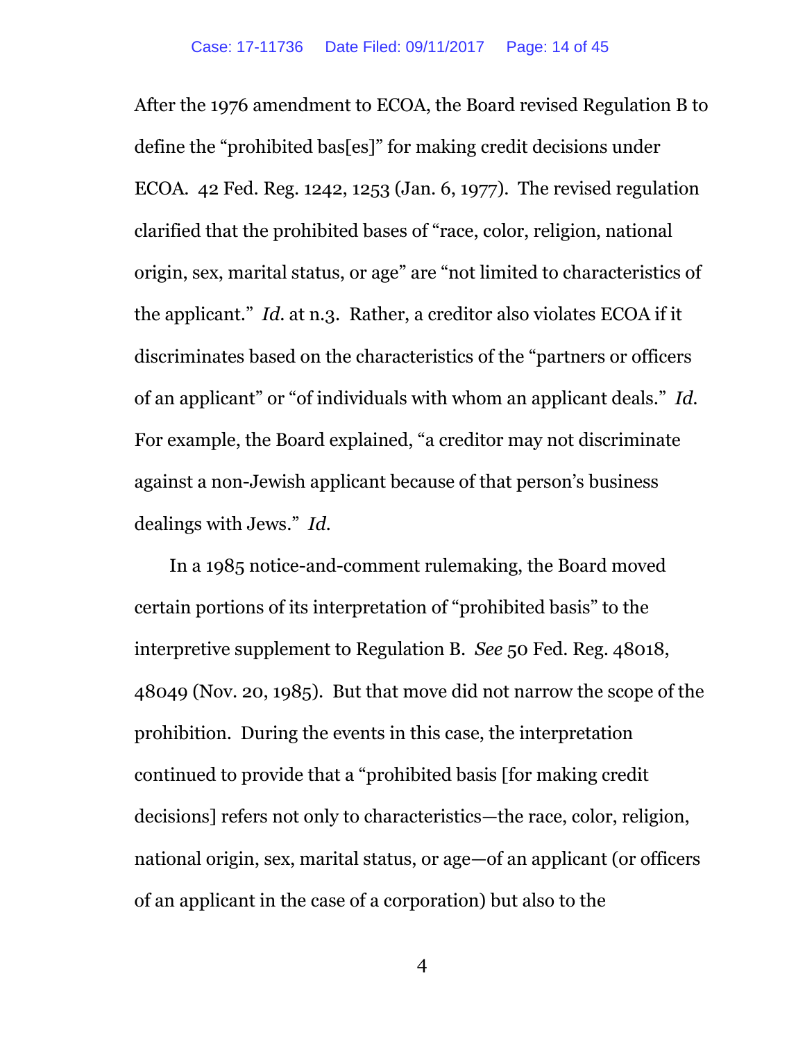After the 1976 amendment to ECOA, the Board revised Regulation B to define the "prohibited bas[es]" for making credit decisions under ECOA. 42 Fed. Reg. 1242, 1253 (Jan. 6, 1977). The revised regulation clarified that the prohibited bases of "race, color, religion, national origin, sex, marital status, or age" are "not limited to characteristics of the applicant." *Id.* at n.3. Rather, a creditor also violates ECOA if it discriminates based on the characteristics of the "partners or officers of an applicant" or "of individuals with whom an applicant deals." *Id.* For example, the Board explained, "a creditor may not discriminate against a non-Jewish applicant because of that person's business dealings with Jews." *Id.*

In a 1985 notice-and-comment rulemaking, the Board moved certain portions of its interpretation of "prohibited basis" to the interpretive supplement to Regulation B. *See* 50 Fed. Reg. 48018, 48049 (Nov. 20, 1985). But that move did not narrow the scope of the prohibition. During the events in this case, the interpretation continued to provide that a "prohibited basis [for making credit decisions] refers not only to characteristics—the race, color, religion, national origin, sex, marital status, or age—of an applicant (or officers of an applicant in the case of a corporation) but also to the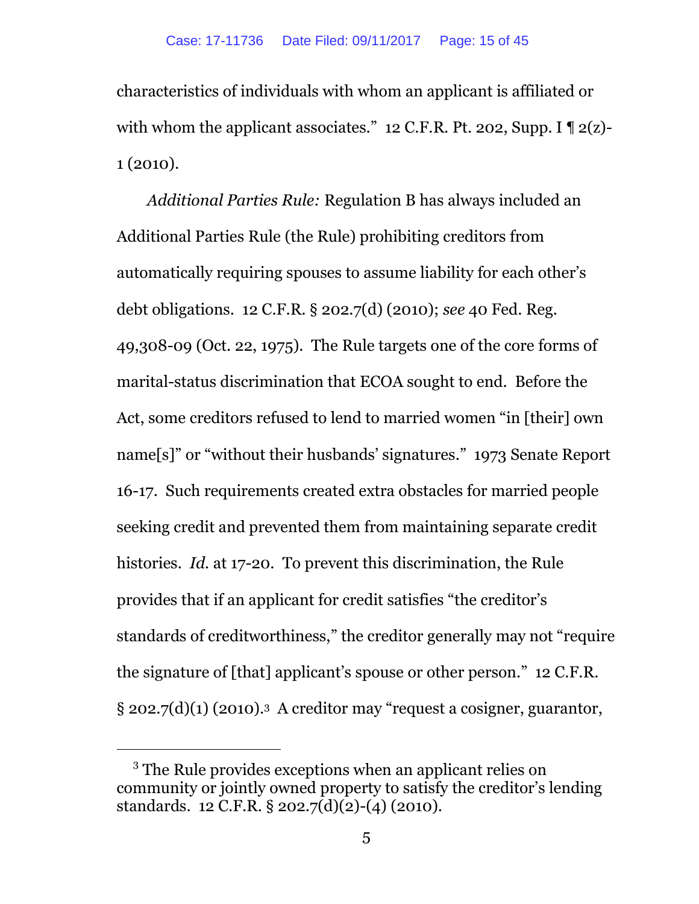characteristics of individuals with whom an applicant is affiliated or with whom the applicant associates." 12 C.F.R. Pt. 202, Supp. I ¶ 2(z)-1 (2010).

*Additional Parties Rule:* Regulation B has always included an Additional Parties Rule (the Rule) prohibiting creditors from automatically requiring spouses to assume liability for each other's debt obligations. 12 C.F.R. § 202.7(d) (2010); *see* 40 Fed. Reg. 49,308-09 (Oct. 22, 1975). The Rule targets one of the core forms of marital-status discrimination that ECOA sought to end. Before the Act, some creditors refused to lend to married women "in [their] own name[s]" or "without their husbands' signatures." 1973 Senate Report 16-17. Such requirements created extra obstacles for married people seeking credit and prevented them from maintaining separate credit histories. *Id.* at 17-20. To prevent this discrimination, the Rule provides that if an applicant for credit satisfies "the creditor's standards of creditworthiness," the creditor generally may not "require the signature of [that] applicant's spouse or other person." 12 C.F.R. § 202.7(d)(1) (2010).[3] A creditor may "request a cosigner, guarantor,

---

[3] The Rule provides exceptions when an applicant relies on community or jointly owned property to satisfy the creditor's lending standards. 12 C.F.R. § 202.7(d)(2)-(4) (2010).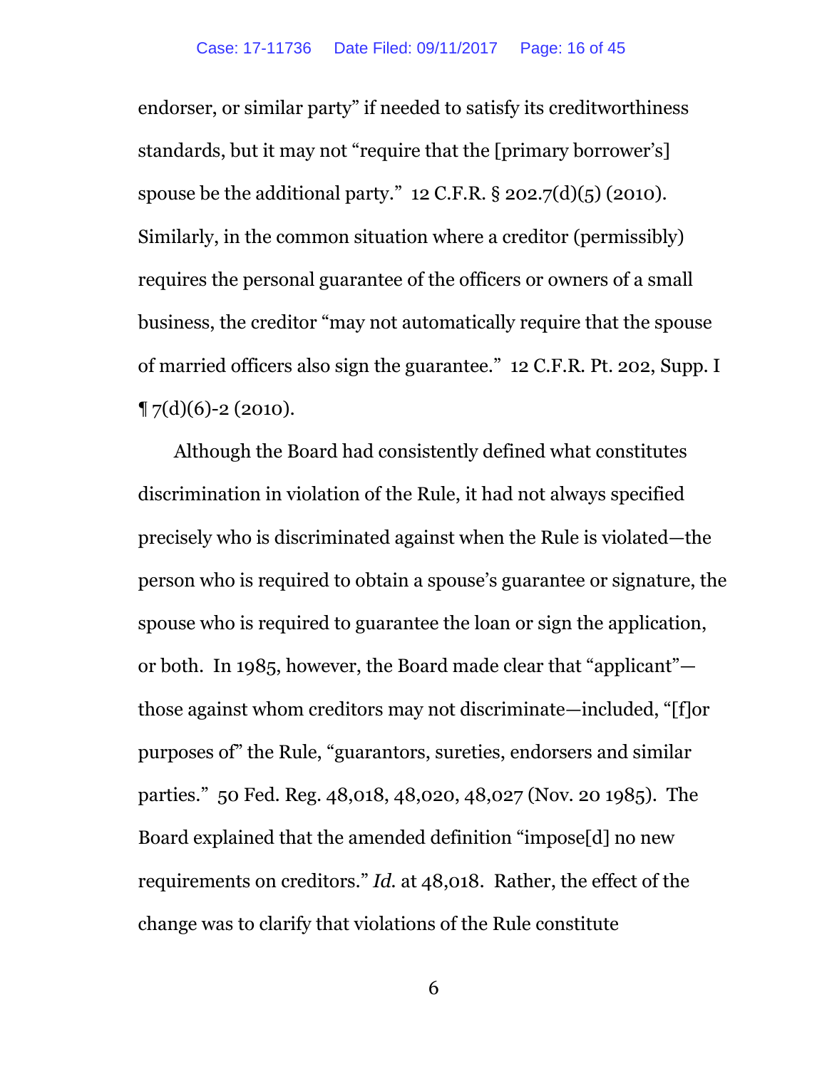endorser, or similar party" if needed to satisfy its creditworthiness standards, but it may not "require that the [primary borrower's] spouse be the additional party." 12 C.F.R. § 202.7(d)(5) (2010). Similarly, in the common situation where a creditor (permissibly) requires the personal guarantee of the officers or owners of a small business, the creditor "may not automatically require that the spouse of married officers also sign the guarantee." 12 C.F.R. Pt. 202, Supp. I ¶ 7(d)(6)-2 (2010).

Although the Board had consistently defined what constitutes discrimination in violation of the Rule, it had not always specified precisely who is discriminated against when the Rule is violated—the person who is required to obtain a spouse's guarantee or signature, the spouse who is required to guarantee the loan or sign the application, or both. In 1985, however, the Board made clear that "applicant"—those against whom creditors may not discriminate—included, "[f]or purposes of" the Rule, "guarantors, sureties, endorsers and similar parties." 50 Fed. Reg. 48,018, 48,020, 48,027 (Nov. 20 1985). The Board explained that the amended definition "impose[d] no new requirements on creditors." *Id.* at 48,018. Rather, the effect of the change was to clarify that violations of the Rule constitute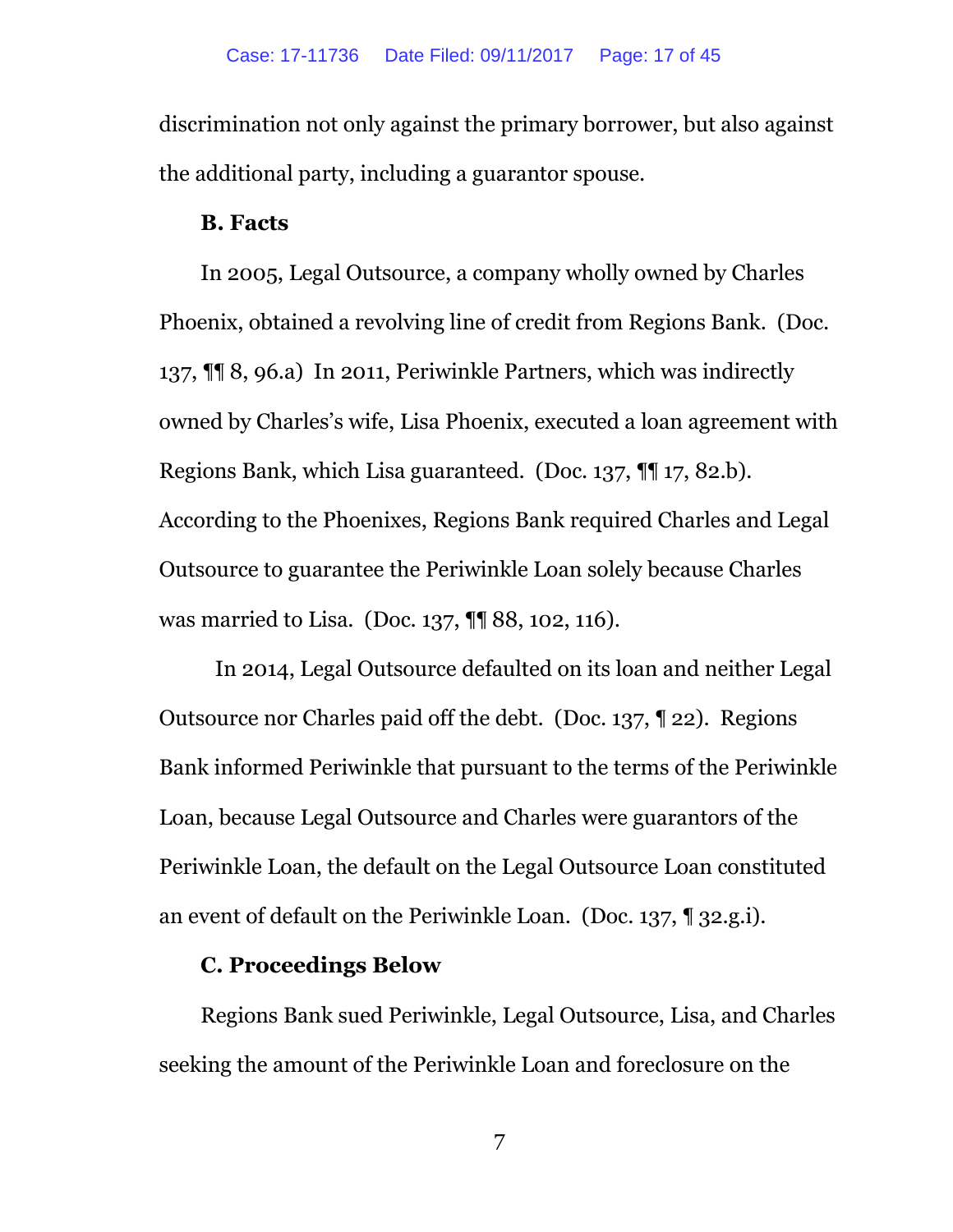discrimination not only against the primary borrower, but also against the additional party, including a guarantor spouse.

**B. Facts**

In 2005, Legal Outsource, a company wholly owned by Charles Phoenix, obtained a revolving line of credit from Regions Bank. (Doc. 137, ¶¶ 8, 96.a) In 2011, Periwinkle Partners, which was indirectly owned by Charles's wife, Lisa Phoenix, executed a loan agreement with Regions Bank, which Lisa guaranteed. (Doc. 137, ¶¶ 17, 82.b). According to the Phoenixes, Regions Bank required Charles and Legal Outsource to guarantee the Periwinkle Loan solely because Charles was married to Lisa. (Doc. 137, ¶¶ 88, 102, 116).

In 2014, Legal Outsource defaulted on its loan and neither Legal Outsource nor Charles paid off the debt. (Doc. 137, ¶ 22). Regions Bank informed Periwinkle that pursuant to the terms of the Periwinkle Loan, because Legal Outsource and Charles were guarantors of the Periwinkle Loan, the default on the Legal Outsource Loan constituted an event of default on the Periwinkle Loan. (Doc. 137, ¶ 32.g.i).

**C. Proceedings Below**

Regions Bank sued Periwinkle, Legal Outsource, Lisa, and Charles seeking the amount of the Periwinkle Loan and foreclosure on the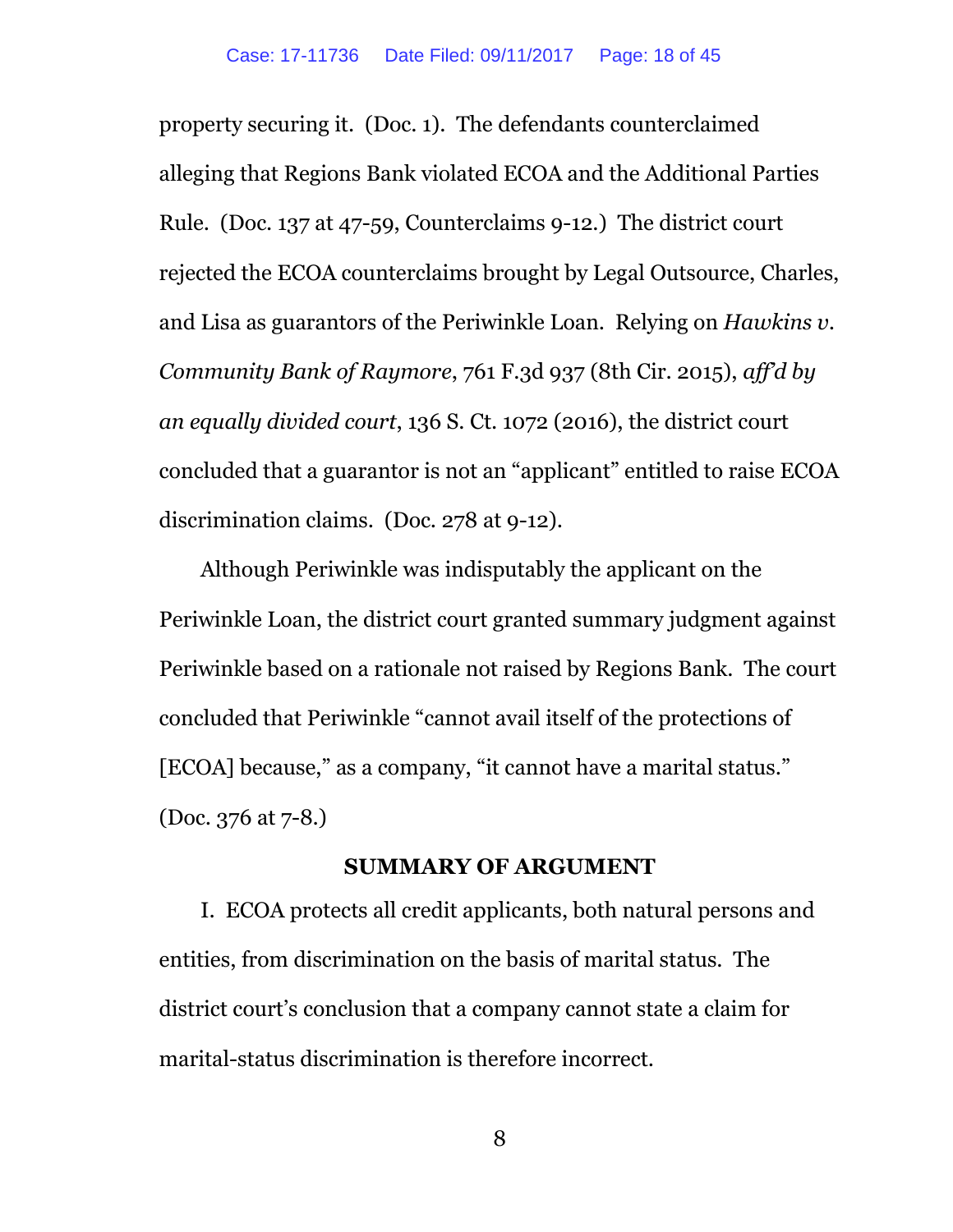property securing it. (Doc. 1). The defendants counterclaimed alleging that Regions Bank violated ECOA and the Additional Parties Rule. (Doc. 137 at 47-59, Counterclaims 9-12.) The district court rejected the ECOA counterclaims brought by Legal Outsource, Charles, and Lisa as guarantors of the Periwinkle Loan. Relying on *Hawkins v. Community Bank of Raymore*, 761 F.3d 937 (8th Cir. 2015), *aff'd by an equally divided court*, 136 S. Ct. 1072 (2016), the district court concluded that a guarantor is not an "applicant" entitled to raise ECOA discrimination claims. (Doc. 278 at 9-12).

Although Periwinkle was indisputably the applicant on the Periwinkle Loan, the district court granted summary judgment against Periwinkle based on a rationale not raised by Regions Bank. The court concluded that Periwinkle "cannot avail itself of the protections of [ECOA] because," as a company, "it cannot have a marital status." (Doc. 376 at 7-8.)

## SUMMARY OF ARGUMENT

I. ECOA protects all credit applicants, both natural persons and entities, from discrimination on the basis of marital status. The district court's conclusion that a company cannot state a claim for marital-status discrimination is therefore incorrect.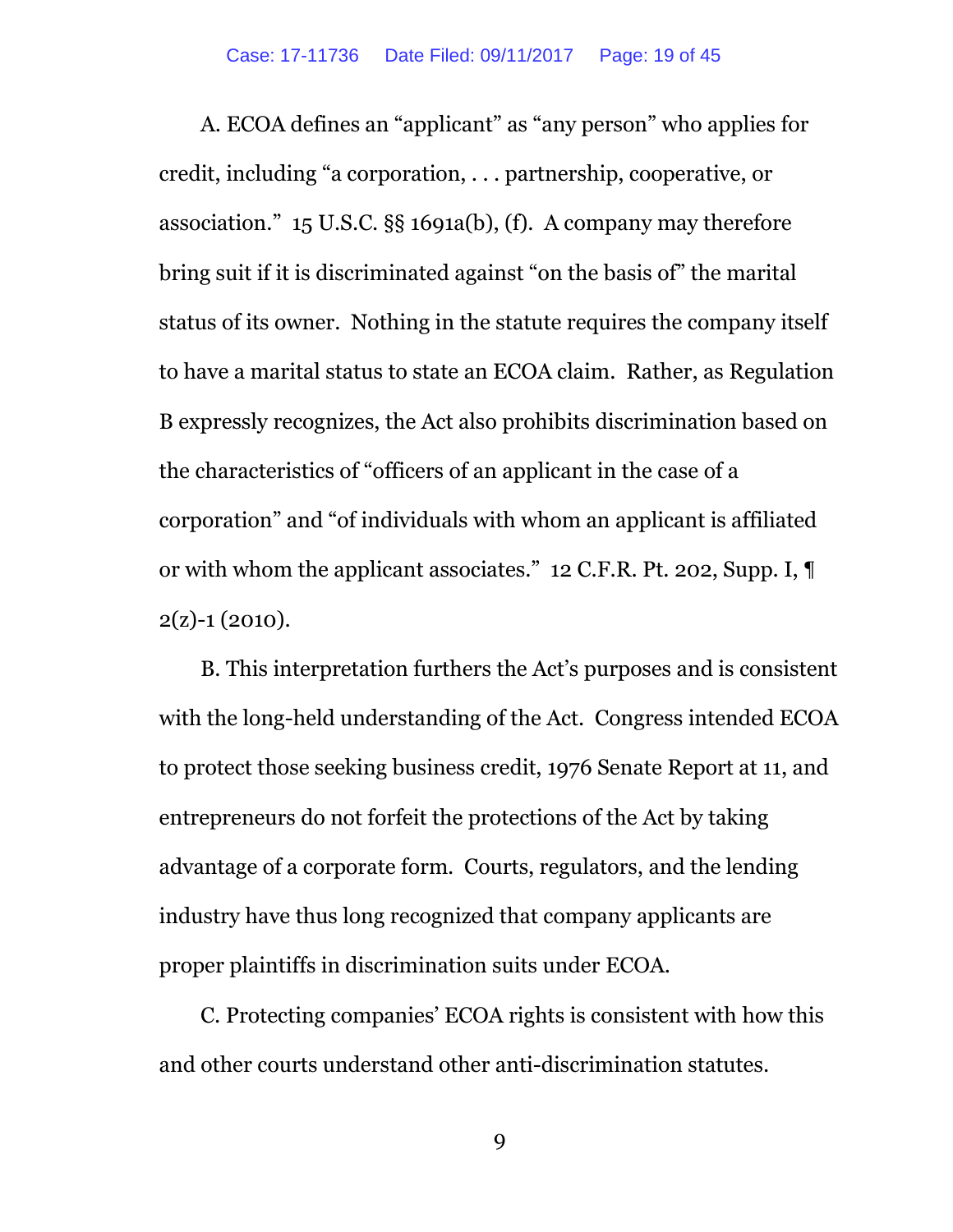A. ECOA defines an "applicant" as "any person" who applies for credit, including "a corporation, . . . partnership, cooperative, or association." 15 U.S.C. §§ 1691a(b), (f). A company may therefore bring suit if it is discriminated against "on the basis of" the marital status of its owner. Nothing in the statute requires the company itself to have a marital status to state an ECOA claim. Rather, as Regulation B expressly recognizes, the Act also prohibits discrimination based on the characteristics of "officers of an applicant in the case of a corporation" and "of individuals with whom an applicant is affiliated or with whom the applicant associates." 12 C.F.R. Pt. 202, Supp. I, ¶ 2(z)-1 (2010).

B. This interpretation furthers the Act's purposes and is consistent with the long-held understanding of the Act. Congress intended ECOA to protect those seeking business credit, 1976 Senate Report at 11, and entrepreneurs do not forfeit the protections of the Act by taking advantage of a corporate form. Courts, regulators, and the lending industry have thus long recognized that company applicants are proper plaintiffs in discrimination suits under ECOA.

C. Protecting companies' ECOA rights is consistent with how this and other courts understand other anti-discrimination statutes.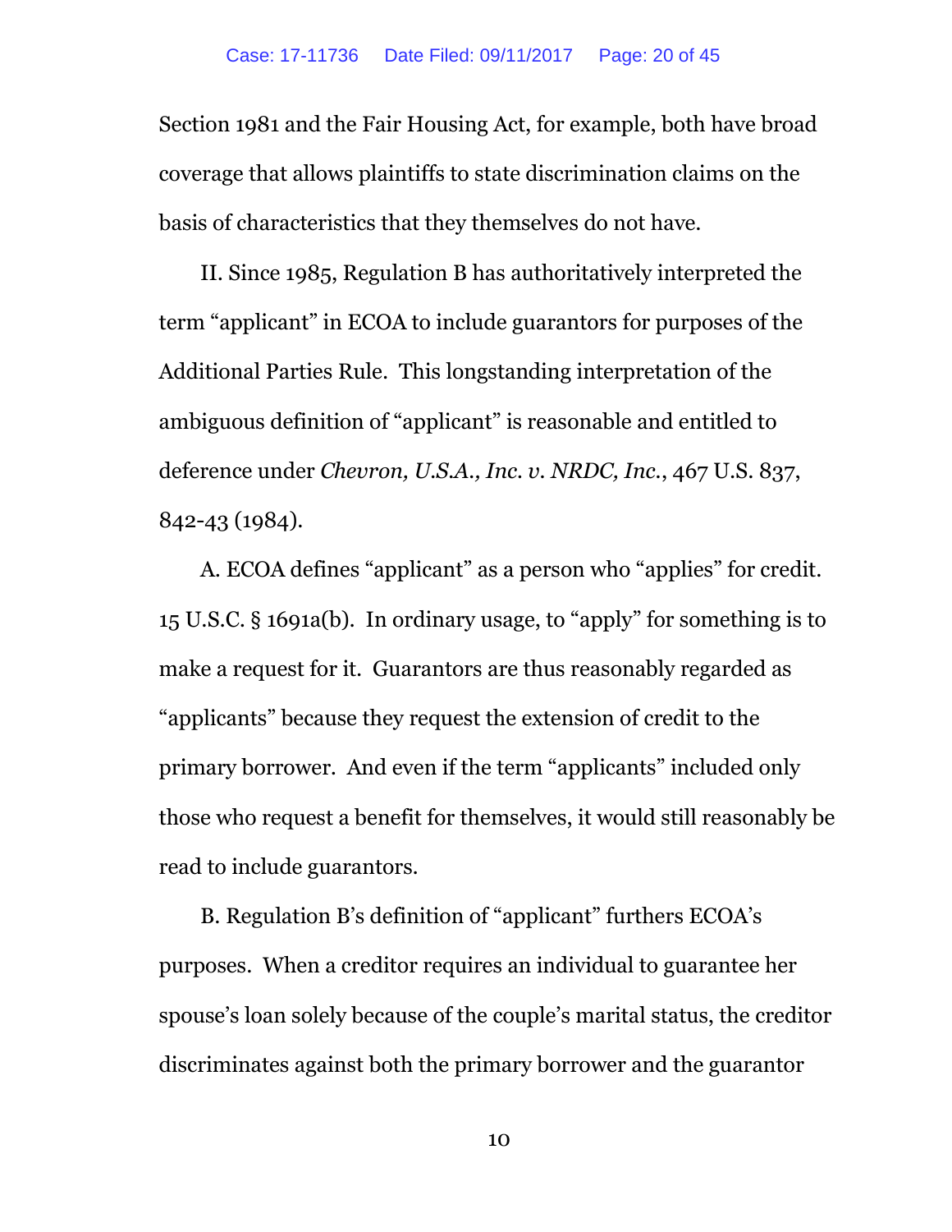Section 1981 and the Fair Housing Act, for example, both have broad coverage that allows plaintiffs to state discrimination claims on the basis of characteristics that they themselves do not have.

II. Since 1985, Regulation B has authoritatively interpreted the term "applicant" in ECOA to include guarantors for purposes of the Additional Parties Rule. This longstanding interpretation of the ambiguous definition of "applicant" is reasonable and entitled to deference under *Chevron, U.S.A., Inc. v. NRDC, Inc.*, 467 U.S. 837, 842-43 (1984).

A. ECOA defines "applicant" as a person who "applies" for credit. 15 U.S.C. § 1691a(b). In ordinary usage, to "apply" for something is to make a request for it. Guarantors are thus reasonably regarded as "applicants" because they request the extension of credit to the primary borrower. And even if the term "applicants" included only those who request a benefit for themselves, it would still reasonably be read to include guarantors.

B. Regulation B's definition of "applicant" furthers ECOA's purposes. When a creditor requires an individual to guarantee her spouse's loan solely because of the couple's marital status, the creditor discriminates against both the primary borrower and the guarantor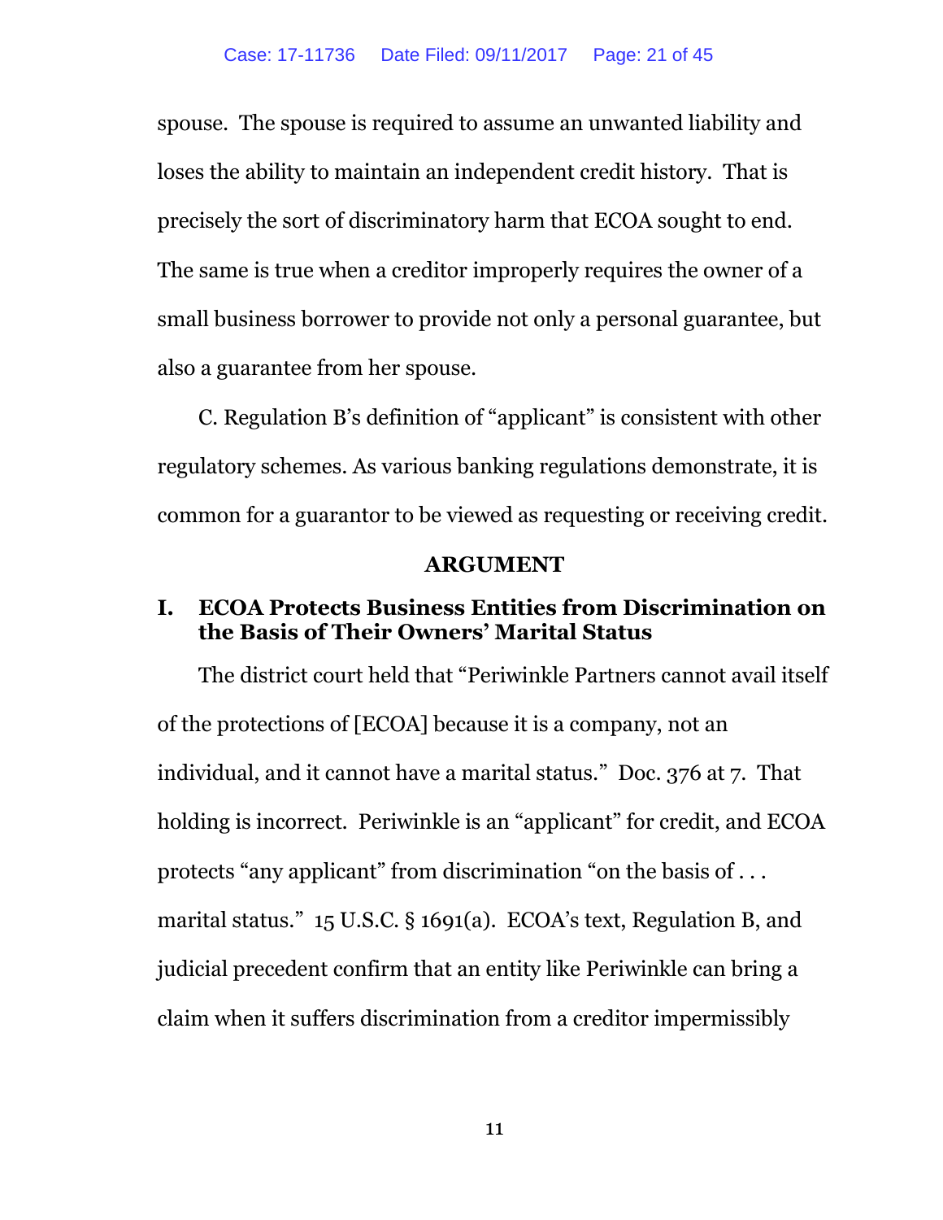spouse. The spouse is required to assume an unwanted liability and loses the ability to maintain an independent credit history. That is precisely the sort of discriminatory harm that ECOA sought to end. The same is true when a creditor improperly requires the owner of a small business borrower to provide not only a personal guarantee, but also a guarantee from her spouse.

C. Regulation B's definition of "applicant" is consistent with other regulatory schemes. As various banking regulations demonstrate, it is common for a guarantor to be viewed as requesting or receiving credit.

## ARGUMENT

### I. ECOA Protects Business Entities from Discrimination on the Basis of Their Owners' Marital Status

The district court held that "Periwinkle Partners cannot avail itself of the protections of [ECOA] because it is a company, not an individual, and it cannot have a marital status." Doc. 376 at 7. That holding is incorrect. Periwinkle is an "applicant" for credit, and ECOA protects "any applicant" from discrimination "on the basis of . . . marital status." 15 U.S.C. § 1691(a). ECOA's text, Regulation B, and judicial precedent confirm that an entity like Periwinkle can bring a claim when it suffers discrimination from a creditor impermissibly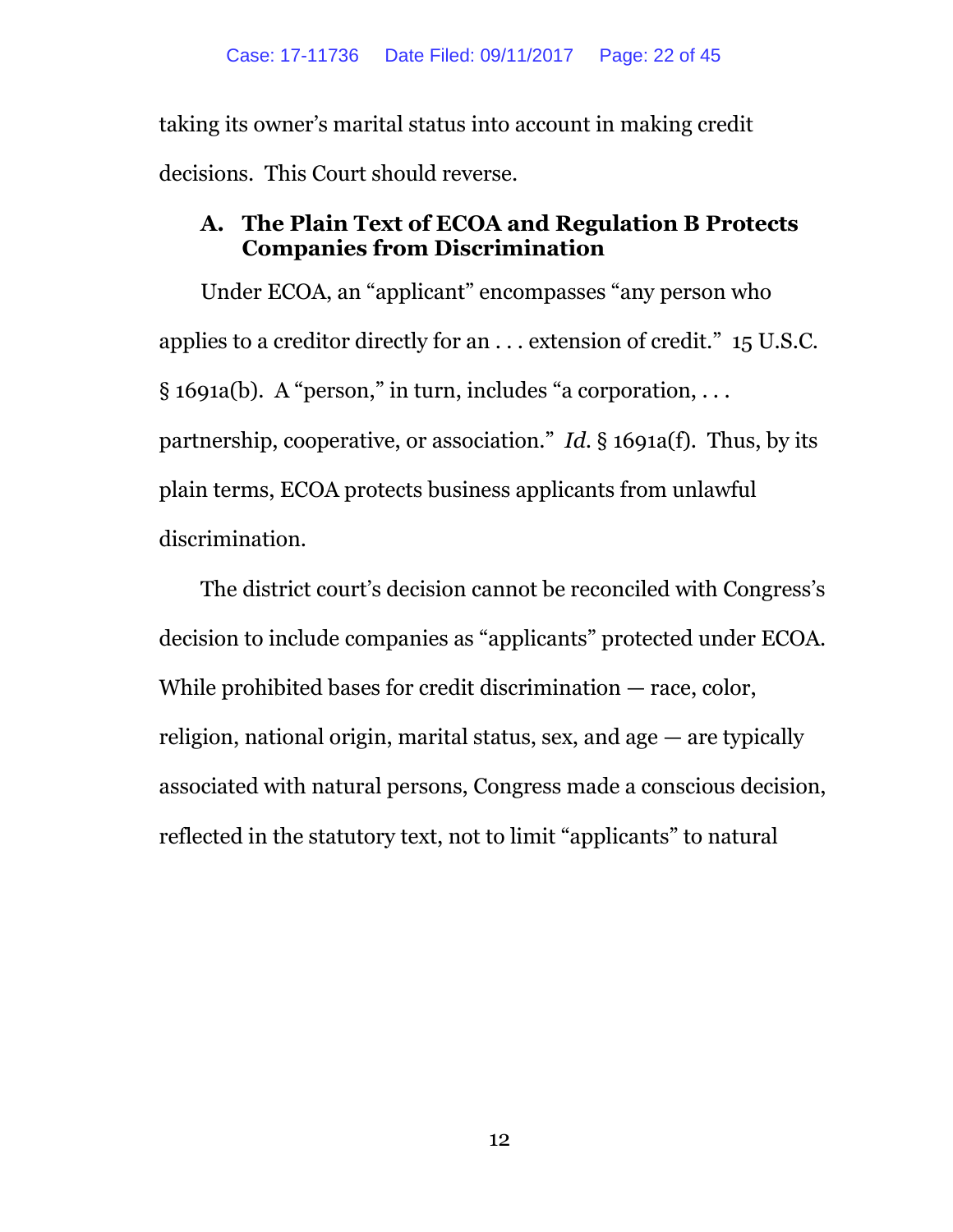taking its owner's marital status into account in making credit decisions. This Court should reverse.

### A. The Plain Text of ECOA and Regulation B Protects Companies from Discrimination

Under ECOA, an "applicant" encompasses "any person who applies to a creditor directly for an . . . extension of credit." 15 U.S.C. § 1691a(b). A "person," in turn, includes "a corporation, . . . partnership, cooperative, or association." *Id.* § 1691a(f). Thus, by its plain terms, ECOA protects business applicants from unlawful discrimination.

The district court's decision cannot be reconciled with Congress's decision to include companies as "applicants" protected under ECOA. While prohibited bases for credit discrimination — race, color, religion, national origin, marital status, sex, and age — are typically associated with natural persons, Congress made a conscious decision, reflected in the statutory text, not to limit "applicants" to natural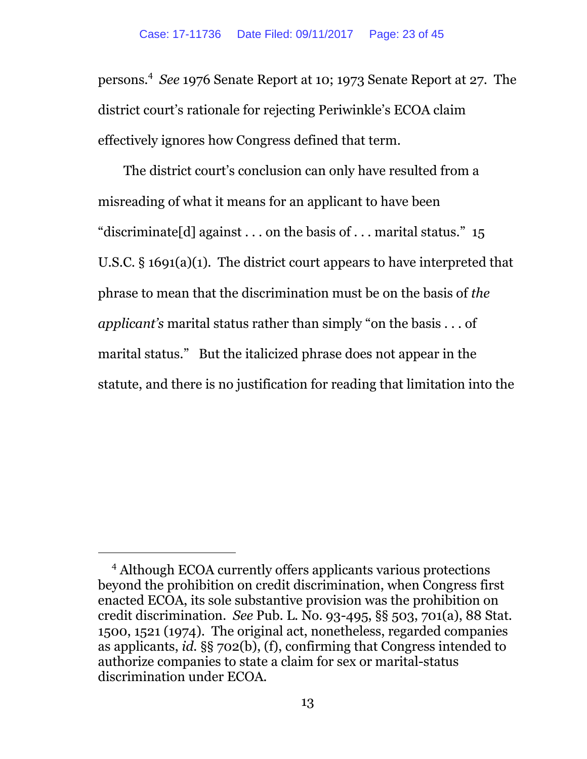persons.[4] *See* 1976 Senate Report at 10; 1973 Senate Report at 27. The district court's rationale for rejecting Periwinkle's ECOA claim effectively ignores how Congress defined that term.

The district court's conclusion can only have resulted from a misreading of what it means for an applicant to have been "discriminate[d] against . . . on the basis of . . . marital status." 15 U.S.C. § 1691(a)(1). The district court appears to have interpreted that phrase to mean that the discrimination must be on the basis of *the applicant's* marital status rather than simply "on the basis . . . of marital status." But the italicized phrase does not appear in the statute, and there is no justification for reading that limitation into the

---

[4] Although ECOA currently offers applicants various protections beyond the prohibition on credit discrimination, when Congress first enacted ECOA, its sole substantive provision was the prohibition on credit discrimination. *See* Pub. L. No. 93-495, §§ 503, 701(a), 88 Stat. 1500, 1521 (1974). The original act, nonetheless, regarded companies as applicants, *id.* §§ 702(b), (f), confirming that Congress intended to authorize companies to state a claim for sex or marital-status discrimination under ECOA.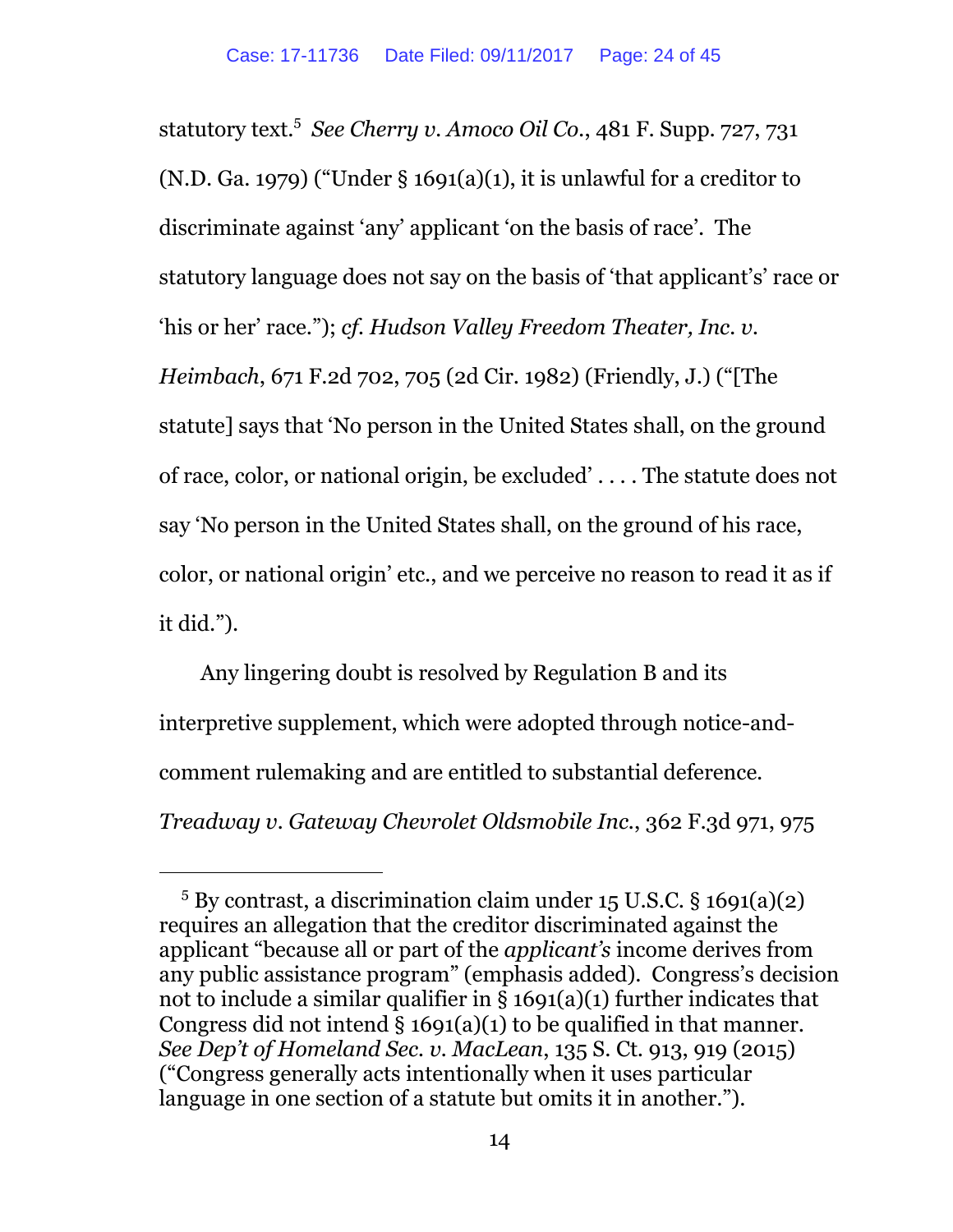statutory text.[5] *See Cherry v. Amoco Oil Co.*, 481 F. Supp. 727, 731 (N.D. Ga. 1979) ("Under § 1691(a)(1), it is unlawful for a creditor to discriminate against 'any' applicant 'on the basis of race'. The statutory language does not say on the basis of 'that applicant's' race or 'his or her' race."); *cf. Hudson Valley Freedom Theater, Inc. v. Heimbach*, 671 F.2d 702, 705 (2d Cir. 1982) (Friendly, J.) ("[The statute] says that 'No person in the United States shall, on the ground of race, color, or national origin, be excluded' . . . . The statute does not say 'No person in the United States shall, on the ground of his race, color, or national origin' etc., and we perceive no reason to read it as if it did.").

Any lingering doubt is resolved by Regulation B and its interpretive supplement, which were adopted through notice-and-comment rulemaking and are entitled to substantial deference. *Treadway v. Gateway Chevrolet Oldsmobile Inc.*, 362 F.3d 971, 975

---

[5] By contrast, a discrimination claim under 15 U.S.C. § 1691(a)(2) requires an allegation that the creditor discriminated against the applicant "because all or part of the *applicant's* income derives from any public assistance program" (emphasis added). Congress's decision not to include a similar qualifier in § 1691(a)(1) further indicates that Congress did not intend § 1691(a)(1) to be qualified in that manner. *See Dep't of Homeland Sec. v. MacLean*, 135 S. Ct. 913, 919 (2015) ("Congress generally acts intentionally when it uses particular language in one section of a statute but omits it in another.").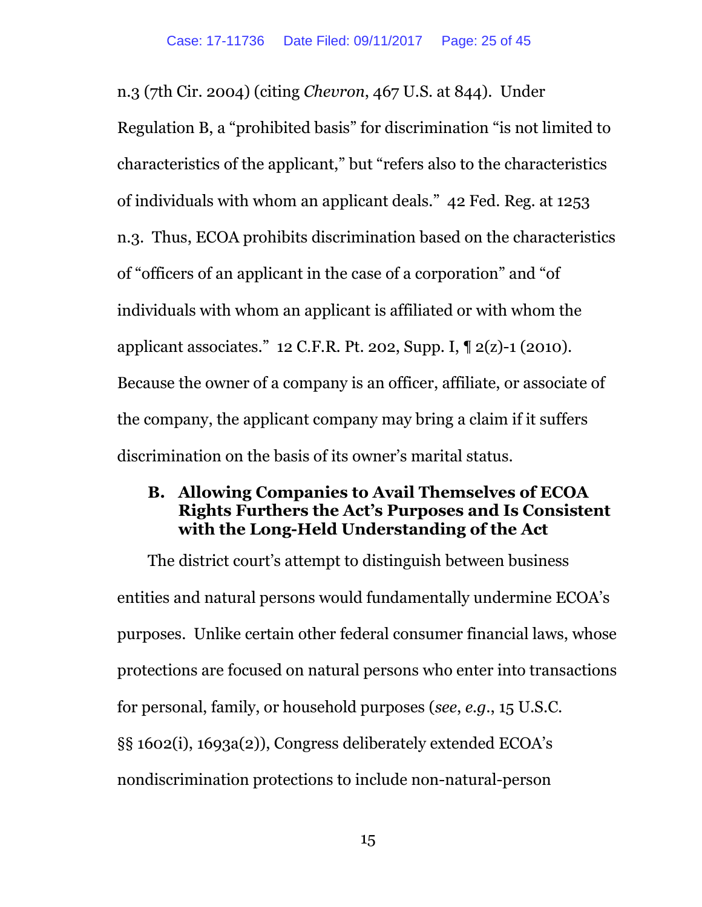n.3 (7th Cir. 2004) (citing *Chevron*, 467 U.S. at 844). Under Regulation B, a "prohibited basis" for discrimination "is not limited to characteristics of the applicant," but "refers also to the characteristics of individuals with whom an applicant deals." 42 Fed. Reg. at 1253 n.3. Thus, ECOA prohibits discrimination based on the characteristics of "officers of an applicant in the case of a corporation" and "of individuals with whom an applicant is affiliated or with whom the applicant associates." 12 C.F.R. Pt. 202, Supp. I, ¶ 2(z)-1 (2010). Because the owner of a company is an officer, affiliate, or associate of the company, the applicant company may bring a claim if it suffers discrimination on the basis of its owner's marital status.

### B. Allowing Companies to Avail Themselves of ECOA Rights Furthers the Act's Purposes and Is Consistent with the Long-Held Understanding of the Act

The district court's attempt to distinguish between business entities and natural persons would fundamentally undermine ECOA's purposes. Unlike certain other federal consumer financial laws, whose protections are focused on natural persons who enter into transactions for personal, family, or household purposes (*see*, *e.g.*, 15 U.S.C. §§ 1602(i), 1693a(2)), Congress deliberately extended ECOA's nondiscrimination protections to include non-natural-person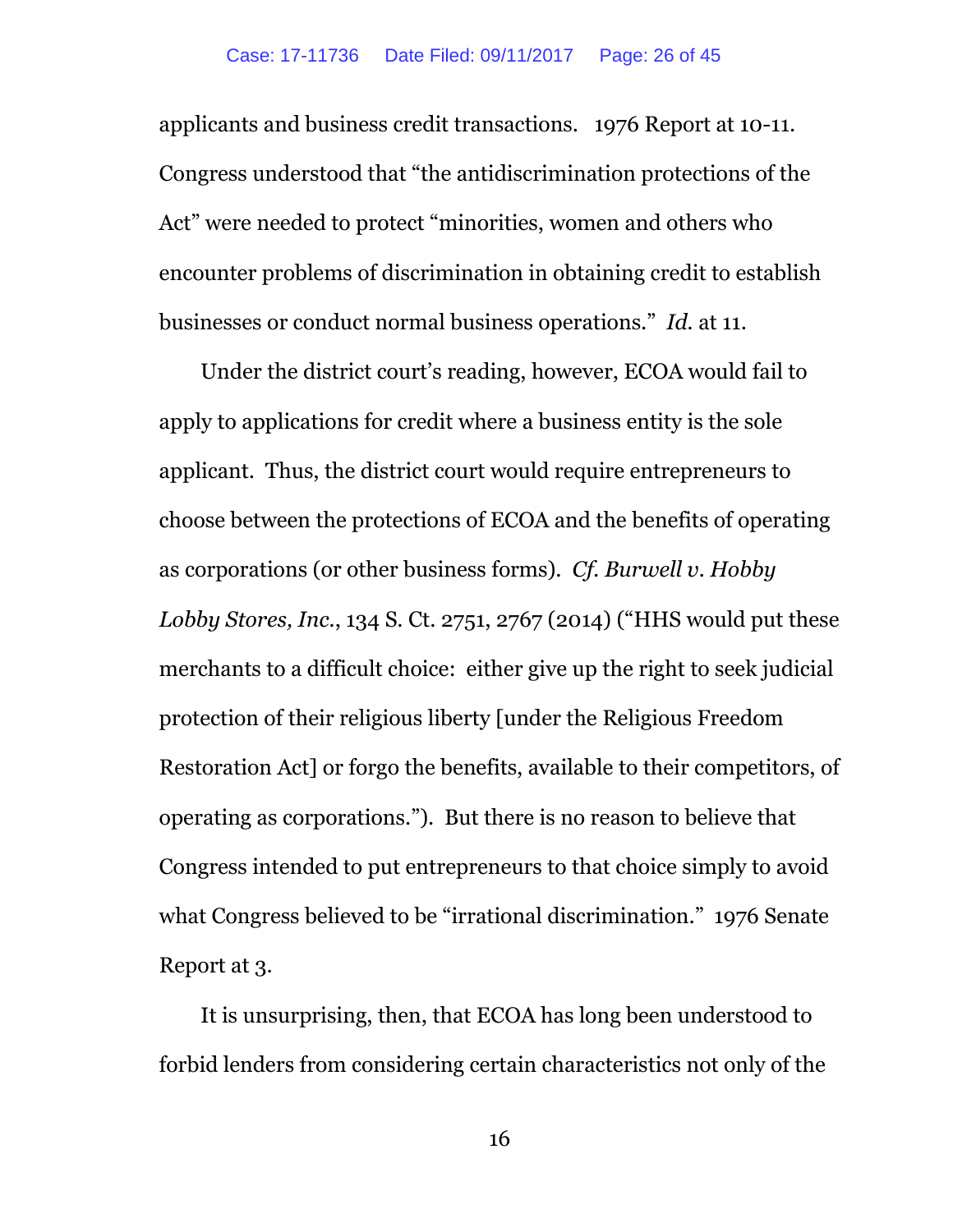applicants and business credit transactions. 1976 Report at 10-11. Congress understood that "the antidiscrimination protections of the Act" were needed to protect "minorities, women and others who encounter problems of discrimination in obtaining credit to establish businesses or conduct normal business operations." *Id.* at 11.

Under the district court's reading, however, ECOA would fail to apply to applications for credit where a business entity is the sole applicant. Thus, the district court would require entrepreneurs to choose between the protections of ECOA and the benefits of operating as corporations (or other business forms). *Cf. Burwell v. Hobby Lobby Stores, Inc.*, 134 S. Ct. 2751, 2767 (2014) ("HHS would put these merchants to a difficult choice: either give up the right to seek judicial protection of their religious liberty [under the Religious Freedom Restoration Act] or forgo the benefits, available to their competitors, of operating as corporations."). But there is no reason to believe that Congress intended to put entrepreneurs to that choice simply to avoid what Congress believed to be "irrational discrimination." 1976 Senate Report at 3.

It is unsurprising, then, that ECOA has long been understood to forbid lenders from considering certain characteristics not only of the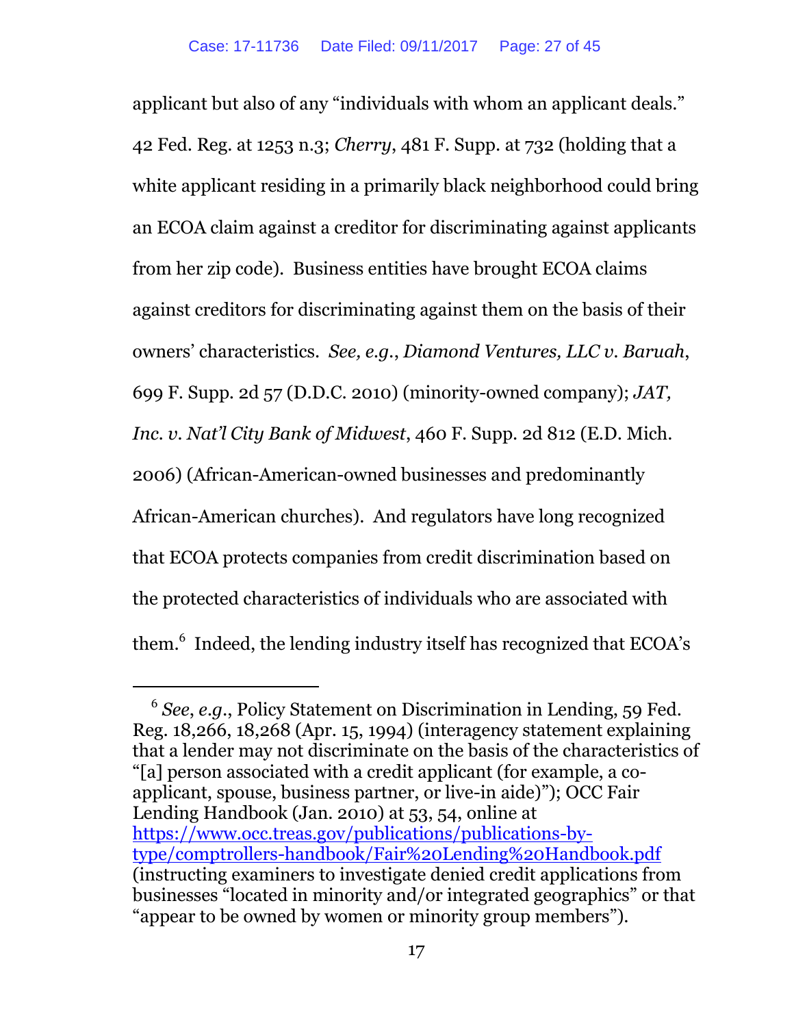applicant but also of any "individuals with whom an applicant deals." 42 Fed. Reg. at 1253 n.3; *Cherry*, 481 F. Supp. at 732 (holding that a white applicant residing in a primarily black neighborhood could bring an ECOA claim against a creditor for discriminating against applicants from her zip code). Business entities have brought ECOA claims against creditors for discriminating against them on the basis of their owners' characteristics. *See, e.g.*, *Diamond Ventures, LLC v. Baruah*, 699 F. Supp. 2d 57 (D.D.C. 2010) (minority-owned company); *JAT, Inc. v. Nat'l City Bank of Midwest*, 460 F. Supp. 2d 812 (E.D. Mich. 2006) (African-American-owned businesses and predominantly African-American churches). And regulators have long recognized that ECOA protects companies from credit discrimination based on the protected characteristics of individuals who are associated with them.[6] Indeed, the lending industry itself has recognized that ECOA's

---

[6] *See*, *e.g.*, Policy Statement on Discrimination in Lending, 59 Fed. Reg. 18,266, 18,268 (Apr. 15, 1994) (interagency statement explaining that a lender may not discriminate on the basis of the characteristics of "[a] person associated with a credit applicant (for example, a co-applicant, spouse, business partner, or live-in aide)"); OCC Fair Lending Handbook (Jan. 2010) at 53, 54, online at https://www.occ.treas.gov/publications/publications-by-type/comptrollers-handbook/Fair%20Lending%20Handbook.pdf (instructing examiners to investigate denied credit applications from businesses "located in minority and/or integrated geographics" or that "appear to be owned by women or minority group members").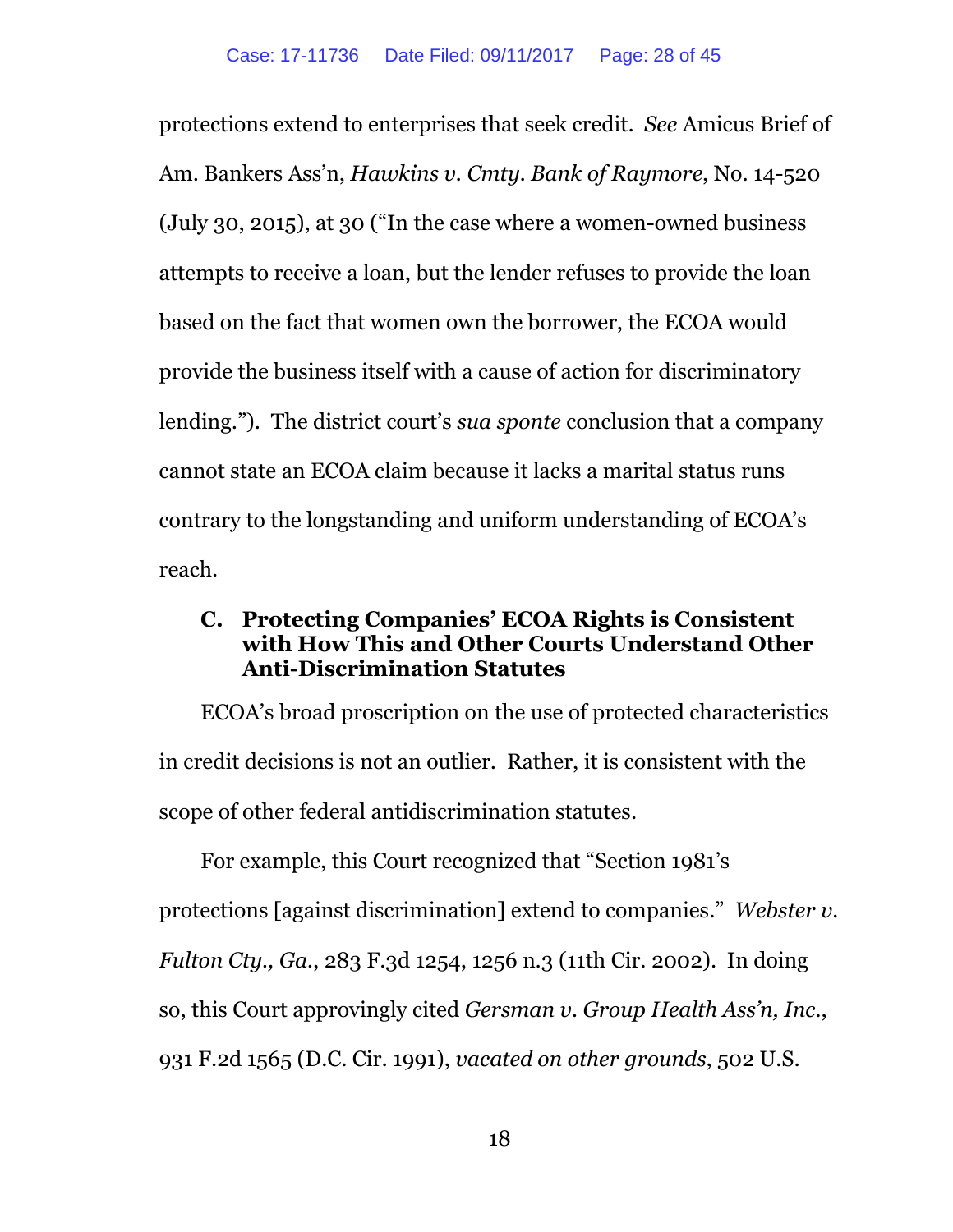protections extend to enterprises that seek credit. *See* Amicus Brief of Am. Bankers Ass'n, *Hawkins v. Cmty. Bank of Raymore*, No. 14-520 (July 30, 2015), at 30 ("In the case where a women-owned business attempts to receive a loan, but the lender refuses to provide the loan based on the fact that women own the borrower, the ECOA would provide the business itself with a cause of action for discriminatory lending."). The district court's *sua sponte* conclusion that a company cannot state an ECOA claim because it lacks a marital status runs contrary to the longstanding and uniform understanding of ECOA's reach.

### C. Protecting Companies' ECOA Rights is Consistent with How This and Other Courts Understand Other Anti-Discrimination Statutes

ECOA's broad proscription on the use of protected characteristics in credit decisions is not an outlier. Rather, it is consistent with the scope of other federal antidiscrimination statutes.

For example, this Court recognized that "Section 1981's protections [against discrimination] extend to companies." *Webster v. Fulton Cty., Ga.*, 283 F.3d 1254, 1256 n.3 (11th Cir. 2002). In doing so, this Court approvingly cited *Gersman v. Group Health Ass'n, Inc.*, 931 F.2d 1565 (D.C. Cir. 1991), *vacated on other grounds*, 502 U.S.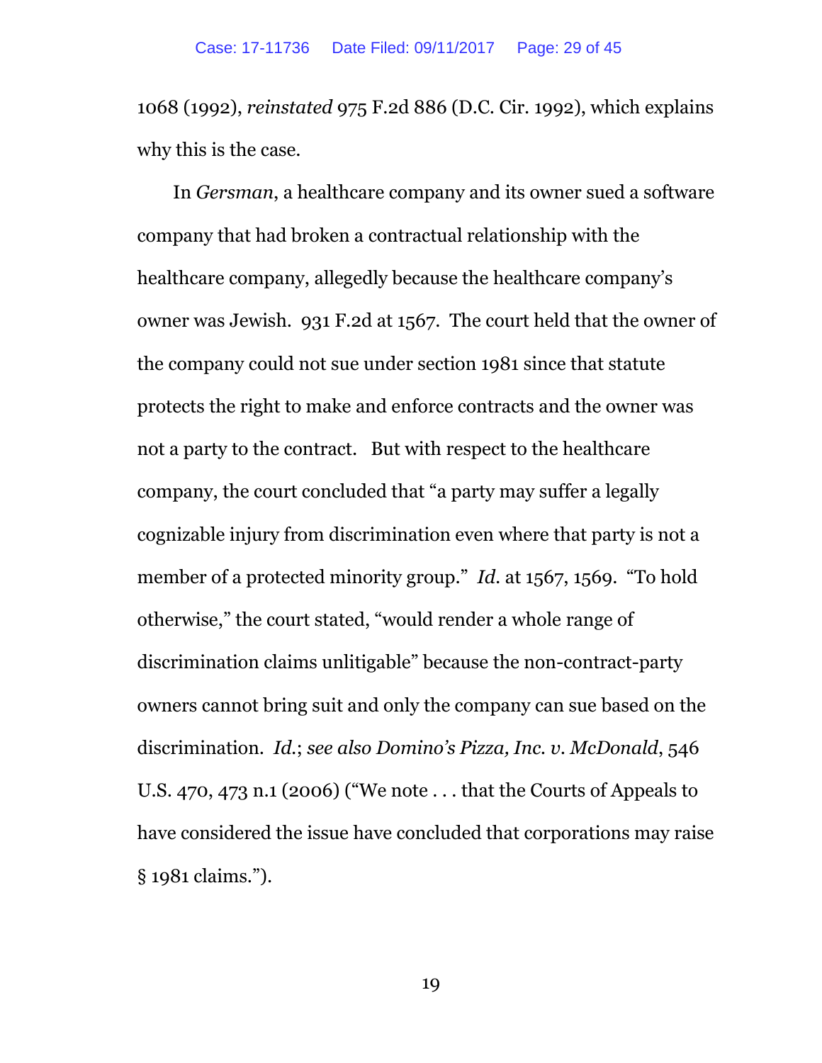1068 (1992), *reinstated* 975 F.2d 886 (D.C. Cir. 1992), which explains why this is the case.

In *Gersman*, a healthcare company and its owner sued a software company that had broken a contractual relationship with the healthcare company, allegedly because the healthcare company's owner was Jewish. 931 F.2d at 1567. The court held that the owner of the company could not sue under section 1981 since that statute protects the right to make and enforce contracts and the owner was not a party to the contract. But with respect to the healthcare company, the court concluded that "a party may suffer a legally cognizable injury from discrimination even where that party is not a member of a protected minority group." *Id.* at 1567, 1569. "To hold otherwise," the court stated, "would render a whole range of discrimination claims unlitigable" because the non-contract-party owners cannot bring suit and only the company can sue based on the discrimination. *Id.*; *see also Domino's Pizza, Inc. v. McDonald*, 546 U.S. 470, 473 n.1 (2006) ("We note . . . that the Courts of Appeals to have considered the issue have concluded that corporations may raise § 1981 claims.").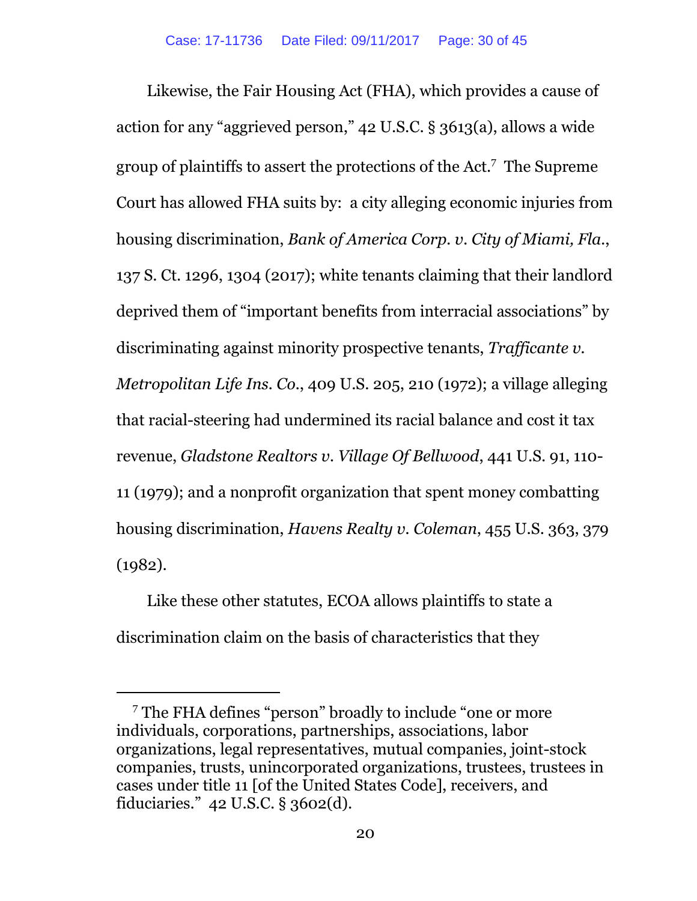Likewise, the Fair Housing Act (FHA), which provides a cause of action for any "aggrieved person," 42 U.S.C. § 3613(a), allows a wide group of plaintiffs to assert the protections of the Act.[7] The Supreme Court has allowed FHA suits by: a city alleging economic injuries from housing discrimination, *Bank of America Corp. v. City of Miami, Fla.*, 137 S. Ct. 1296, 1304 (2017); white tenants claiming that their landlord deprived them of "important benefits from interracial associations" by discriminating against minority prospective tenants, *Trafficante v. Metropolitan Life Ins. Co.*, 409 U.S. 205, 210 (1972); a village alleging that racial-steering had undermined its racial balance and cost it tax revenue, *Gladstone Realtors v. Village Of Bellwood*, 441 U.S. 91, 110-11 (1979); and a nonprofit organization that spent money combatting housing discrimination, *Havens Realty v. Coleman*, 455 U.S. 363, 379 (1982).

Like these other statutes, ECOA allows plaintiffs to state a discrimination claim on the basis of characteristics that they

---

[7] The FHA defines "person" broadly to include "one or more individuals, corporations, partnerships, associations, labor organizations, legal representatives, mutual companies, joint-stock companies, trusts, unincorporated organizations, trustees, trustees in cases under title 11 [of the United States Code], receivers, and fiduciaries." 42 U.S.C. § 3602(d).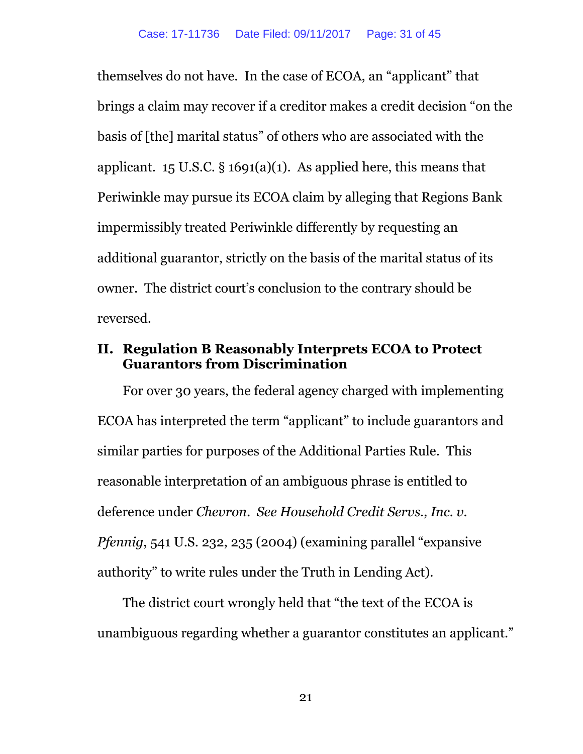themselves do not have. In the case of ECOA, an "applicant" that brings a claim may recover if a creditor makes a credit decision "on the basis of [the] marital status" of others who are associated with the applicant. 15 U.S.C. § 1691(a)(1). As applied here, this means that Periwinkle may pursue its ECOA claim by alleging that Regions Bank impermissibly treated Periwinkle differently by requesting an additional guarantor, strictly on the basis of the marital status of its owner. The district court's conclusion to the contrary should be reversed.

## II. Regulation B Reasonably Interprets ECOA to Protect Guarantors from Discrimination

For over 30 years, the federal agency charged with implementing ECOA has interpreted the term "applicant" to include guarantors and similar parties for purposes of the Additional Parties Rule. This reasonable interpretation of an ambiguous phrase is entitled to deference under *Chevron*. *See Household Credit Servs., Inc. v. Pfennig*, 541 U.S. 232, 235 (2004) (examining parallel "expansive authority" to write rules under the Truth in Lending Act).

The district court wrongly held that "the text of the ECOA is unambiguous regarding whether a guarantor constitutes an applicant."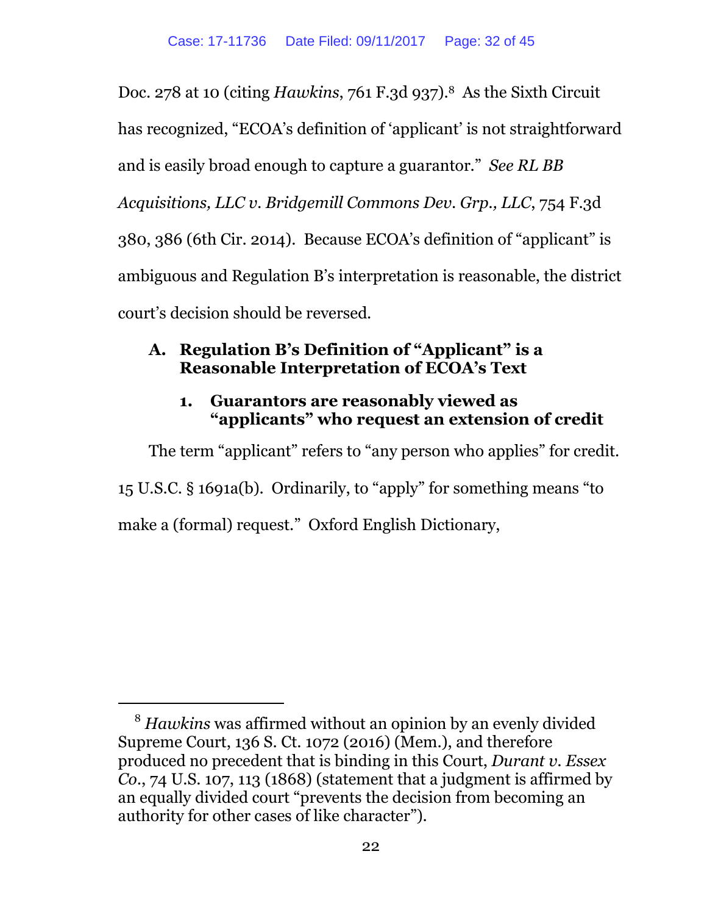Doc. 278 at 10 (citing *Hawkins*, 761 F.3d 937).[8] As the Sixth Circuit has recognized, "ECOA's definition of 'applicant' is not straightforward and is easily broad enough to capture a guarantor." *See RL BB Acquisitions, LLC v. Bridgemill Commons Dev. Grp., LLC*, 754 F.3d 380, 386 (6th Cir. 2014). Because ECOA's definition of "applicant" is ambiguous and Regulation B's interpretation is reasonable, the district court's decision should be reversed.

### A. Regulation B's Definition of "Applicant" is a Reasonable Interpretation of ECOA's Text

#### 1. Guarantors are reasonably viewed as "applicants" who request an extension of credit

The term "applicant" refers to "any person who applies" for credit. 15 U.S.C. § 1691a(b). Ordinarily, to "apply" for something means "to make a (formal) request." Oxford English Dictionary,

---

[8] *Hawkins* was affirmed without an opinion by an evenly divided Supreme Court, 136 S. Ct. 1072 (2016) (Mem.), and therefore produced no precedent that is binding in this Court, *Durant v. Essex Co.*, 74 U.S. 107, 113 (1868) (statement that a judgment is affirmed by an equally divided court "prevents the decision from becoming an authority for other cases of like character").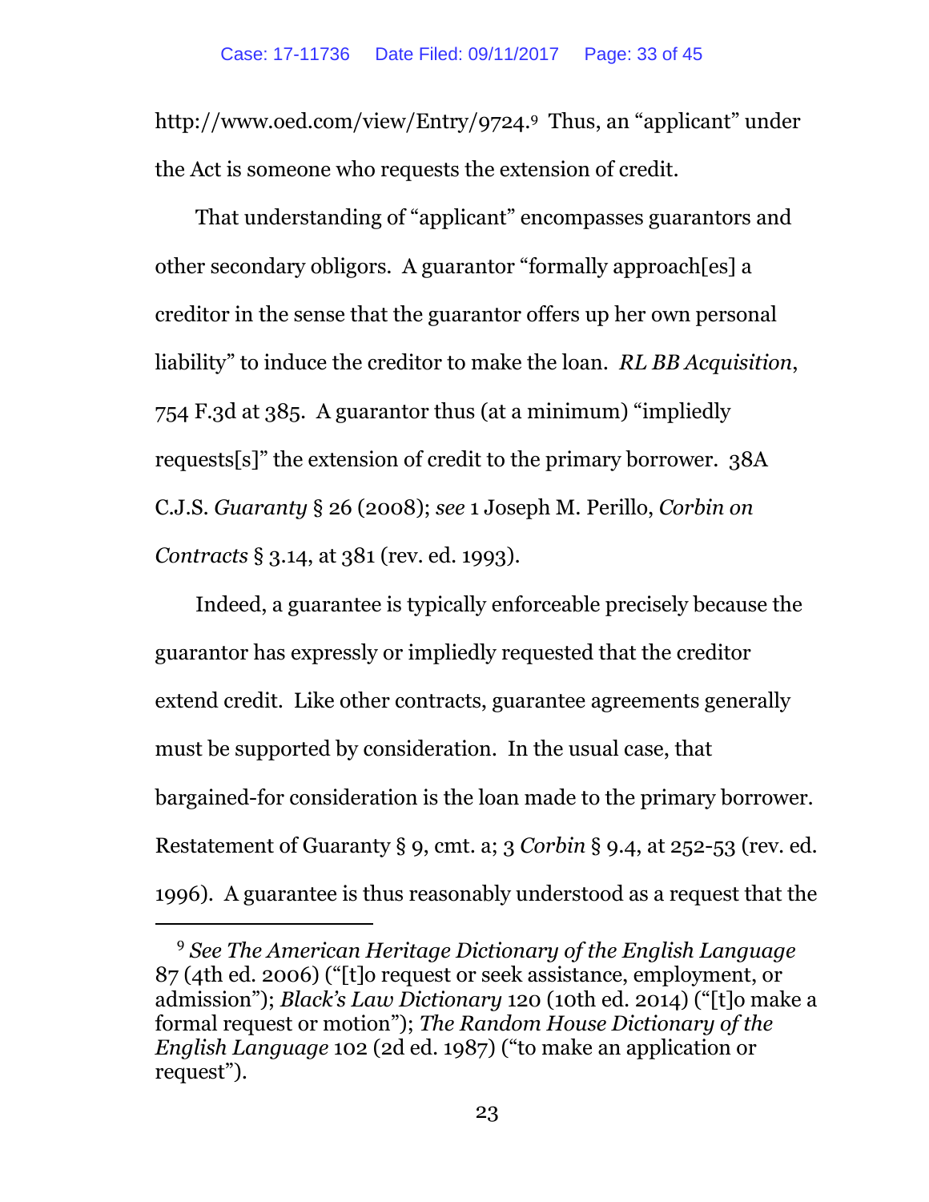http://www.oed.com/view/Entry/9724.[9] Thus, an "applicant" under the Act is someone who requests the extension of credit.

That understanding of "applicant" encompasses guarantors and other secondary obligors. A guarantor "formally approach[es] a creditor in the sense that the guarantor offers up her own personal liability" to induce the creditor to make the loan. *RL BB Acquisition*, 754 F.3d at 385. A guarantor thus (at a minimum) "impliedly requests[s]" the extension of credit to the primary borrower. 38A C.J.S. *Guaranty* § 26 (2008); *see* 1 Joseph M. Perillo, *Corbin on Contracts* § 3.14, at 381 (rev. ed. 1993).

Indeed, a guarantee is typically enforceable precisely because the guarantor has expressly or impliedly requested that the creditor extend credit. Like other contracts, guarantee agreements generally must be supported by consideration. In the usual case, that bargained-for consideration is the loan made to the primary borrower. Restatement of Guaranty § 9, cmt. a; 3 *Corbin* § 9.4, at 252-53 (rev. ed. 1996). A guarantee is thus reasonably understood as a request that the

---

[9] *See The American Heritage Dictionary of the English Language* 87 (4th ed. 2006) ("[t]o request or seek assistance, employment, or admission"); *Black's Law Dictionary* 120 (10th ed. 2014) ("[t]o make a formal request or motion"); *The Random House Dictionary of the English Language* 102 (2d ed. 1987) ("to make an application or request").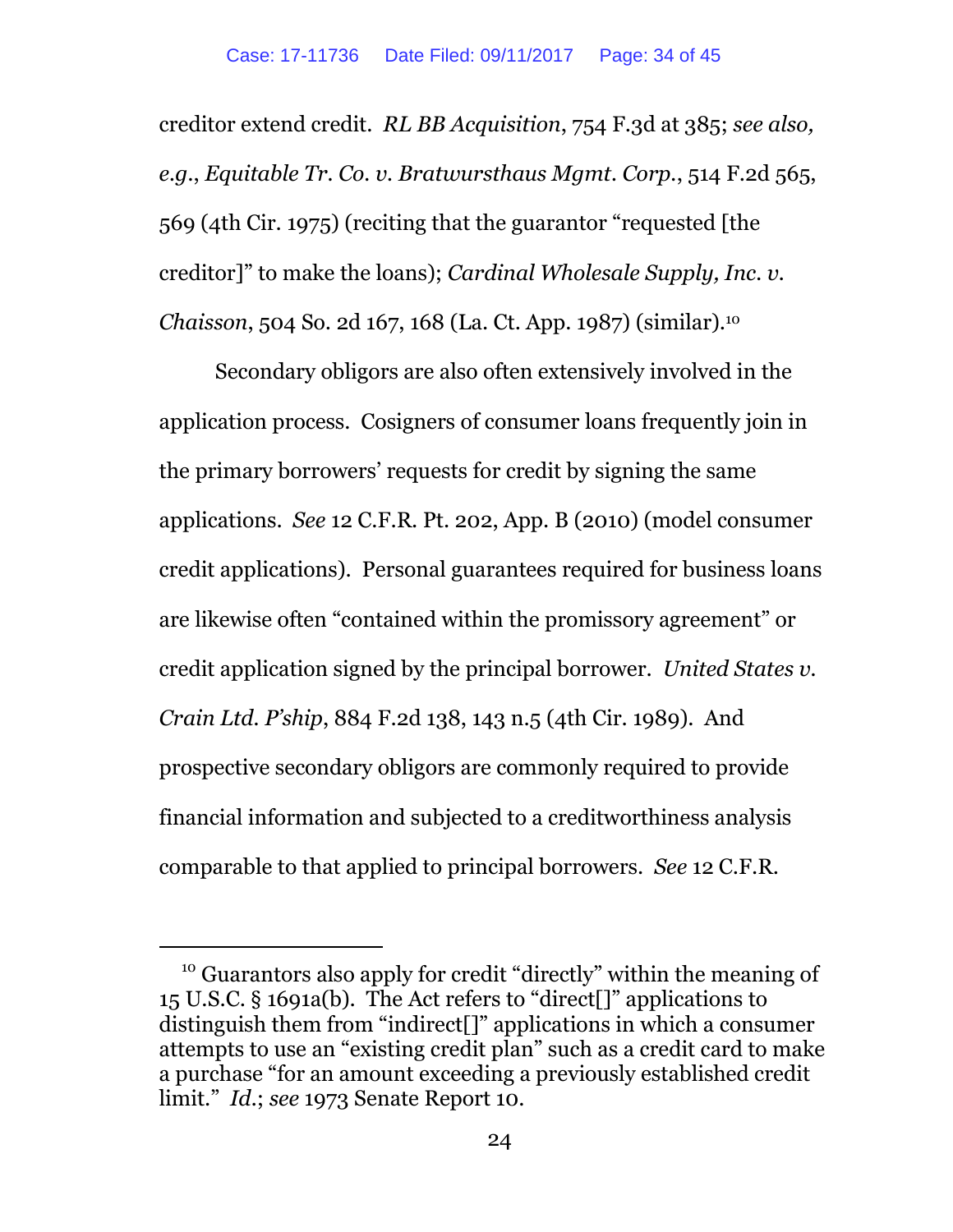creditor extend credit. *RL BB Acquisition*, 754 F.3d at 385; *see also, e.g.*, *Equitable Tr. Co. v. Bratwursthaus Mgmt. Corp.*, 514 F.2d 565, 569 (4th Cir. 1975) (reciting that the guarantor "requested [the creditor]" to make the loans); *Cardinal Wholesale Supply, Inc. v. Chaisson*, 504 So. 2d 167, 168 (La. Ct. App. 1987) (similar).[10]

Secondary obligors are also often extensively involved in the application process. Cosigners of consumer loans frequently join in the primary borrowers' requests for credit by signing the same applications. *See* 12 C.F.R. Pt. 202, App. B (2010) (model consumer credit applications). Personal guarantees required for business loans are likewise often "contained within the promissory agreement" or credit application signed by the principal borrower. *United States v. Crain Ltd. P'ship*, 884 F.2d 138, 143 n.5 (4th Cir. 1989). And prospective secondary obligors are commonly required to provide financial information and subjected to a creditworthiness analysis comparable to that applied to principal borrowers. *See* 12 C.F.R.

---

[10] Guarantors also apply for credit "directly" within the meaning of 15 U.S.C. § 1691a(b). The Act refers to "direct[]" applications to distinguish them from "indirect[]" applications in which a consumer attempts to use an "existing credit plan" such as a credit card to make a purchase "for an amount exceeding a previously established credit limit." *Id.*; *see* 1973 Senate Report 10.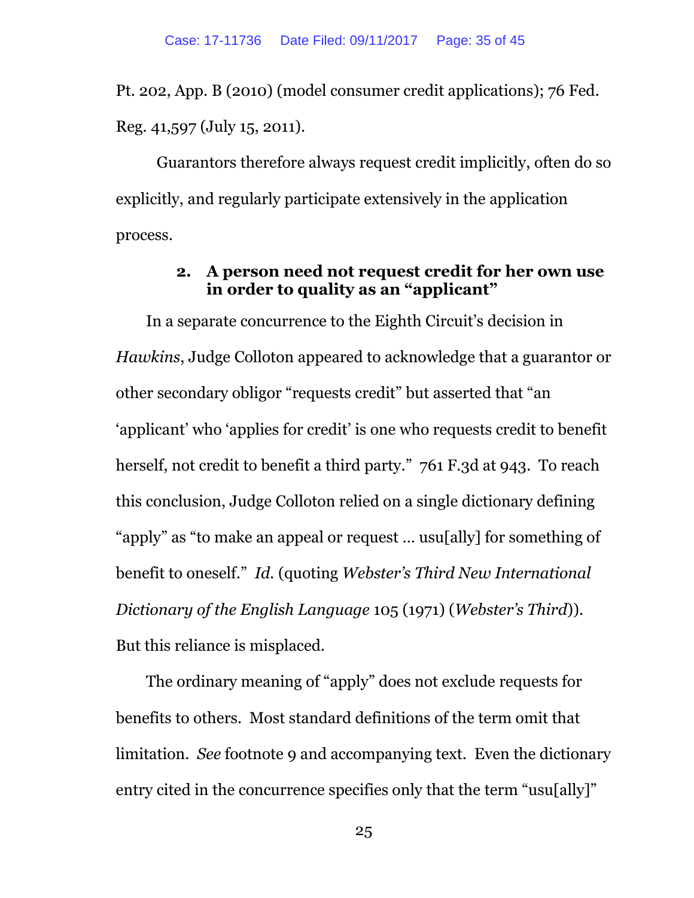Pt. 202, App. B (2010) (model consumer credit applications); 76 Fed. Reg. 41,597 (July 15, 2011).

Guarantors therefore always request credit implicitly, often do so explicitly, and regularly participate extensively in the application process.

### 2. A person need not request credit for her own use in order to quality as an "applicant"

In a separate concurrence to the Eighth Circuit's decision in *Hawkins*, Judge Colloton appeared to acknowledge that a guarantor or other secondary obligor "requests credit" but asserted that "an 'applicant' who 'applies for credit' is one who requests credit to benefit herself, not credit to benefit a third party." 761 F.3d at 943. To reach this conclusion, Judge Colloton relied on a single dictionary defining "apply" as "to make an appeal or request … usu[ally] for something of benefit to oneself." *Id.* (quoting *Webster's Third New International Dictionary of the English Language* 105 (1971) (*Webster's Third*)). But this reliance is misplaced.

The ordinary meaning of "apply" does not exclude requests for benefits to others. Most standard definitions of the term omit that limitation. *See* footnote 9 and accompanying text. Even the dictionary entry cited in the concurrence specifies only that the term "usu[ally]"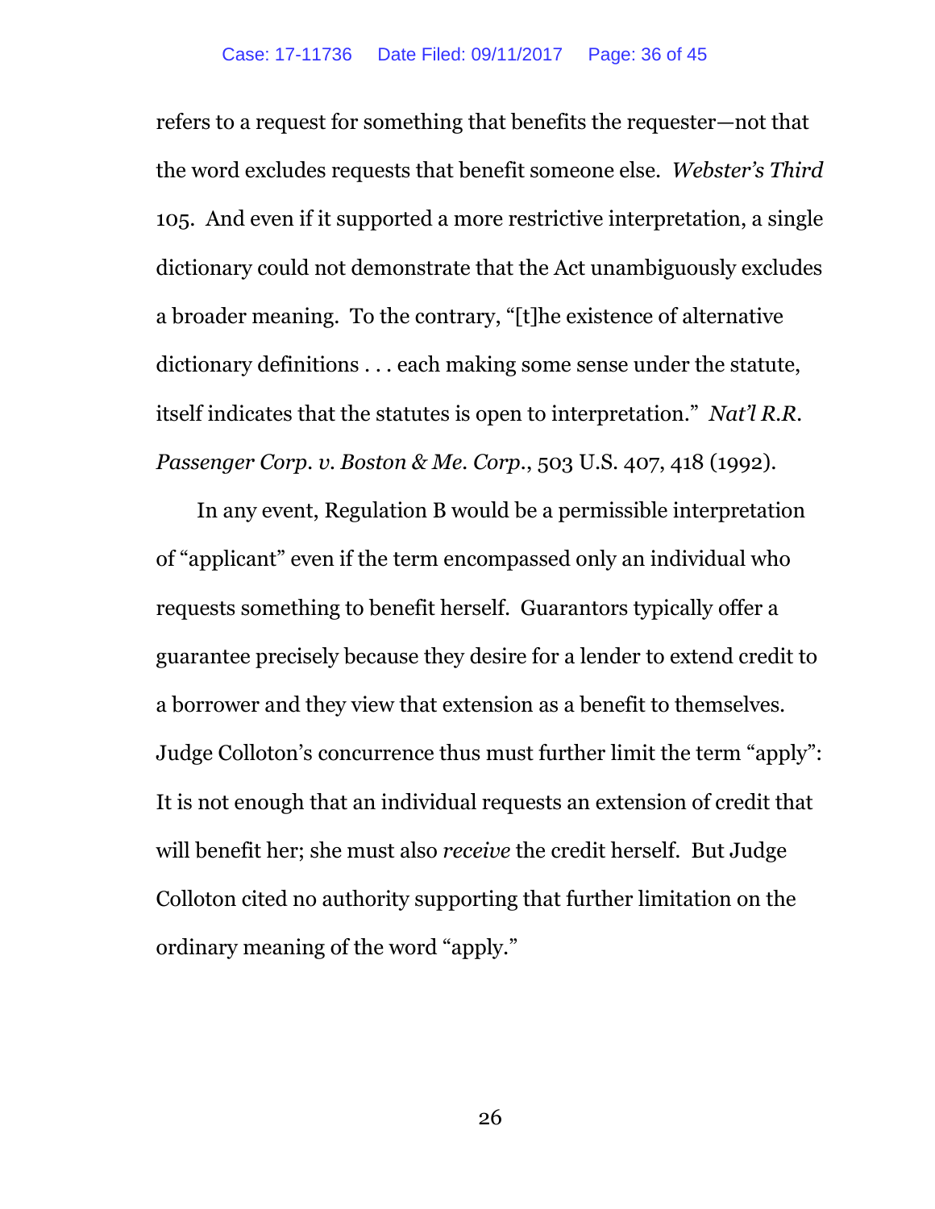refers to a request for something that benefits the requester—not that the word excludes requests that benefit someone else. *Webster's Third* 105. And even if it supported a more restrictive interpretation, a single dictionary could not demonstrate that the Act unambiguously excludes a broader meaning. To the contrary, "[t]he existence of alternative dictionary definitions . . . each making some sense under the statute, itself indicates that the statutes is open to interpretation." *Nat'l R.R. Passenger Corp. v. Boston & Me. Corp.*, 503 U.S. 407, 418 (1992).

In any event, Regulation B would be a permissible interpretation of "applicant" even if the term encompassed only an individual who requests something to benefit herself. Guarantors typically offer a guarantee precisely because they desire for a lender to extend credit to a borrower and they view that extension as a benefit to themselves. Judge Colloton's concurrence thus must further limit the term "apply": It is not enough that an individual requests an extension of credit that will benefit her; she must also *receive* the credit herself. But Judge Colloton cited no authority supporting that further limitation on the ordinary meaning of the word "apply."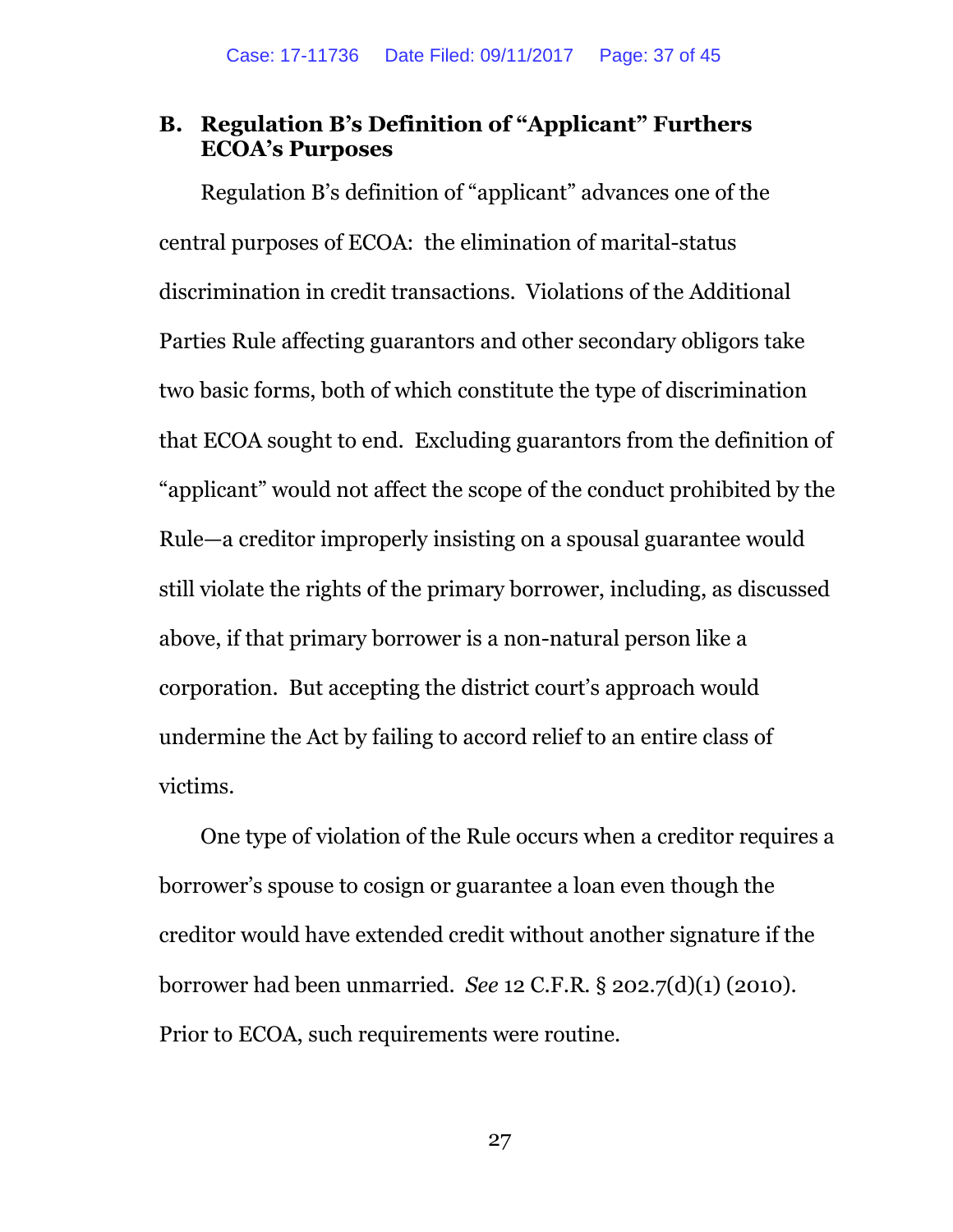## B. Regulation B's Definition of "Applicant" Furthers ECOA's Purposes

Regulation B's definition of "applicant" advances one of the central purposes of ECOA: the elimination of marital-status discrimination in credit transactions. Violations of the Additional Parties Rule affecting guarantors and other secondary obligors take two basic forms, both of which constitute the type of discrimination that ECOA sought to end. Excluding guarantors from the definition of "applicant" would not affect the scope of the conduct prohibited by the Rule—a creditor improperly insisting on a spousal guarantee would still violate the rights of the primary borrower, including, as discussed above, if that primary borrower is a non-natural person like a corporation. But accepting the district court's approach would undermine the Act by failing to accord relief to an entire class of victims.

One type of violation of the Rule occurs when a creditor requires a borrower's spouse to cosign or guarantee a loan even though the creditor would have extended credit without another signature if the borrower had been unmarried. *See* 12 C.F.R. § 202.7(d)(1) (2010). Prior to ECOA, such requirements were routine.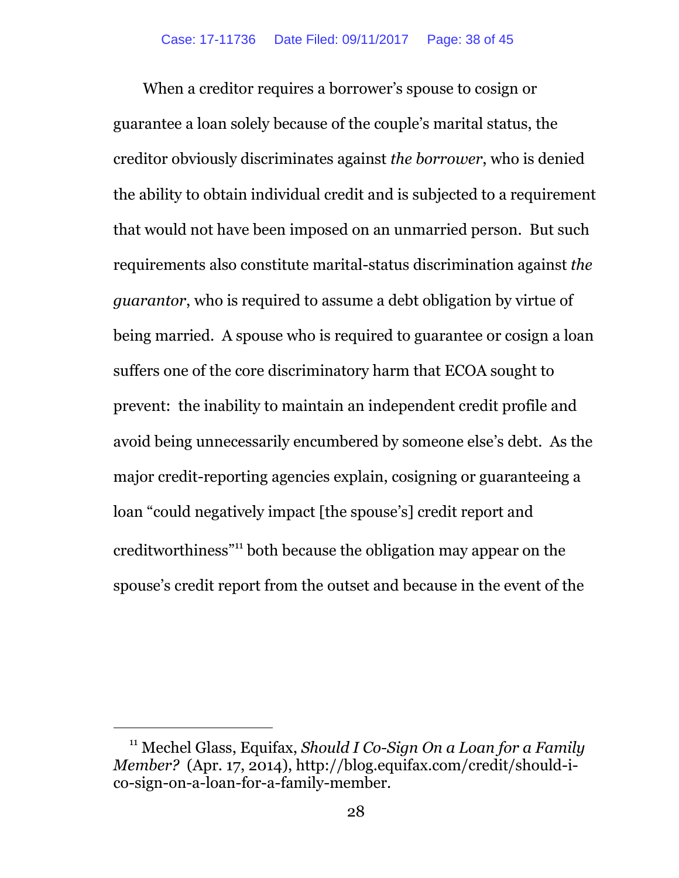When a creditor requires a borrower's spouse to cosign or guarantee a loan solely because of the couple's marital status, the creditor obviously discriminates against *the borrower*, who is denied the ability to obtain individual credit and is subjected to a requirement that would not have been imposed on an unmarried person. But such requirements also constitute marital-status discrimination against *the guarantor*, who is required to assume a debt obligation by virtue of being married. A spouse who is required to guarantee or cosign a loan suffers one of the core discriminatory harm that ECOA sought to prevent: the inability to maintain an independent credit profile and avoid being unnecessarily encumbered by someone else's debt. As the major credit-reporting agencies explain, cosigning or guaranteeing a loan "could negatively impact [the spouse's] credit report and creditworthiness"[11] both because the obligation may appear on the spouse's credit report from the outset and because in the event of the

---

[11] Mechel Glass, Equifax, *Should I Co-Sign On a Loan for a Family Member?* (Apr. 17, 2014), http://blog.equifax.com/credit/should-i-co-sign-on-a-loan-for-a-family-member.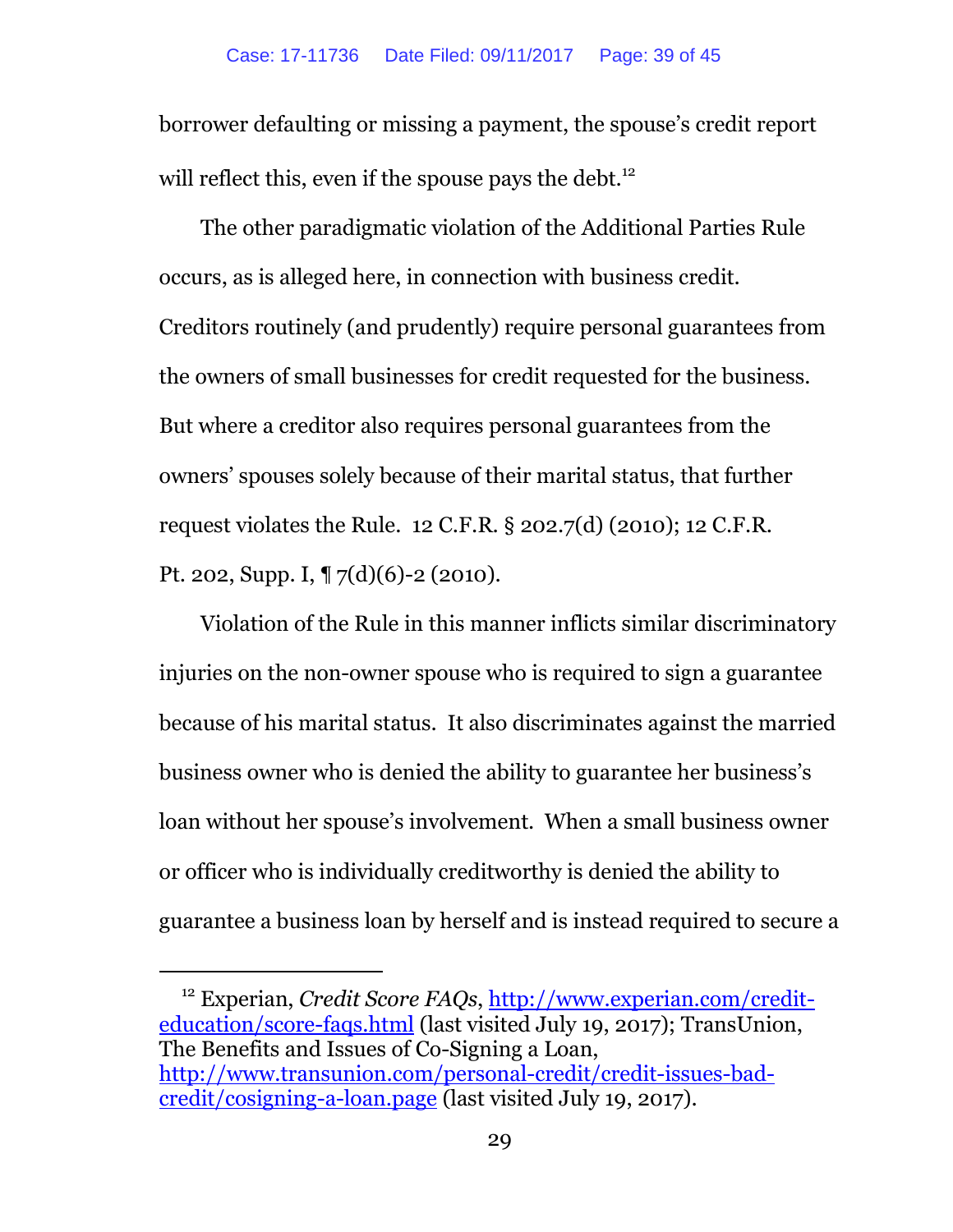borrower defaulting or missing a payment, the spouse's credit report will reflect this, even if the spouse pays the debt.[12]

The other paradigmatic violation of the Additional Parties Rule occurs, as is alleged here, in connection with business credit. Creditors routinely (and prudently) require personal guarantees from the owners of small businesses for credit requested for the business. But where a creditor also requires personal guarantees from the owners' spouses solely because of their marital status, that further request violates the Rule. 12 C.F.R. § 202.7(d) (2010); 12 C.F.R. Pt. 202, Supp. I, ¶ 7(d)(6)-2 (2010).

Violation of the Rule in this manner inflicts similar discriminatory injuries on the non-owner spouse who is required to sign a guarantee because of his marital status. It also discriminates against the married business owner who is denied the ability to guarantee her business's loan without her spouse's involvement. When a small business owner or officer who is individually creditworthy is denied the ability to guarantee a business loan by herself and is instead required to secure a

---

[12] Experian, *Credit Score FAQs*, http://www.experian.com/credit-education/score-faqs.html (last visited July 19, 2017); TransUnion, The Benefits and Issues of Co-Signing a Loan, http://www.transunion.com/personal-credit/credit-issues-bad-credit/cosigning-a-loan.page (last visited July 19, 2017).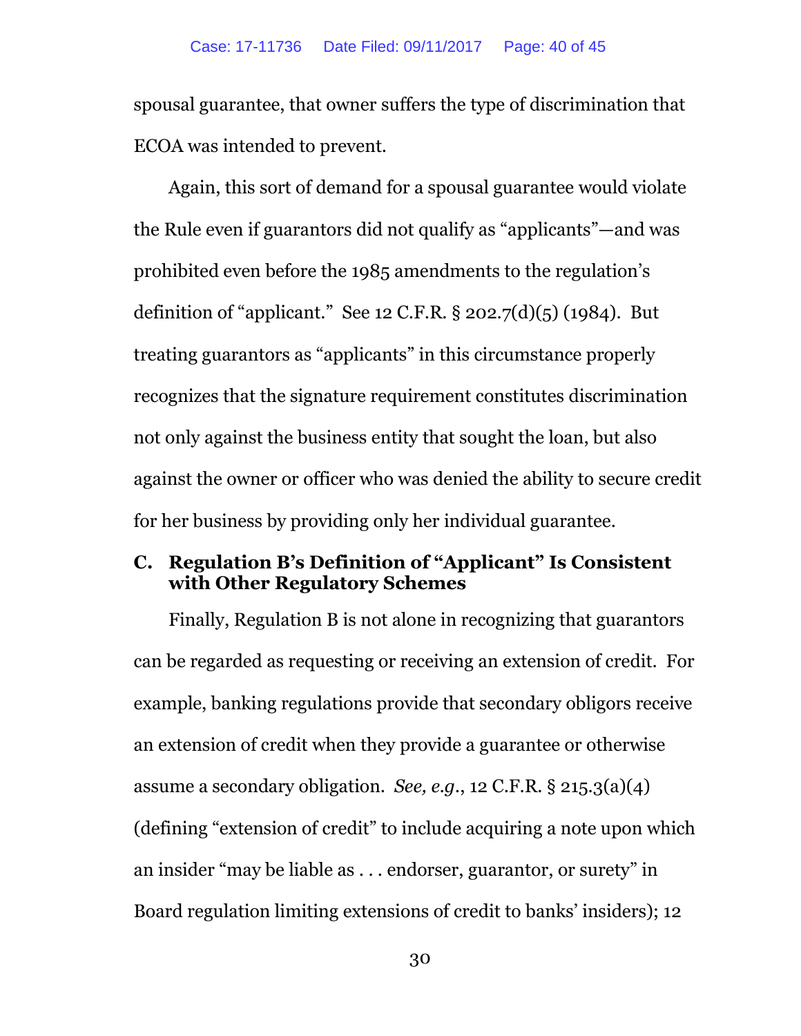spousal guarantee, that owner suffers the type of discrimination that ECOA was intended to prevent.

Again, this sort of demand for a spousal guarantee would violate the Rule even if guarantors did not qualify as "applicants"—and was prohibited even before the 1985 amendments to the regulation's definition of "applicant." See 12 C.F.R. § 202.7(d)(5) (1984). But treating guarantors as "applicants" in this circumstance properly recognizes that the signature requirement constitutes discrimination not only against the business entity that sought the loan, but also against the owner or officer who was denied the ability to secure credit for her business by providing only her individual guarantee.

### C. Regulation B's Definition of "Applicant" Is Consistent with Other Regulatory Schemes

Finally, Regulation B is not alone in recognizing that guarantors can be regarded as requesting or receiving an extension of credit. For example, banking regulations provide that secondary obligors receive an extension of credit when they provide a guarantee or otherwise assume a secondary obligation. *See, e.g.*, 12 C.F.R. § 215.3(a)(4) (defining "extension of credit" to include acquiring a note upon which an insider "may be liable as . . . endorser, guarantor, or surety" in Board regulation limiting extensions of credit to banks' insiders); 12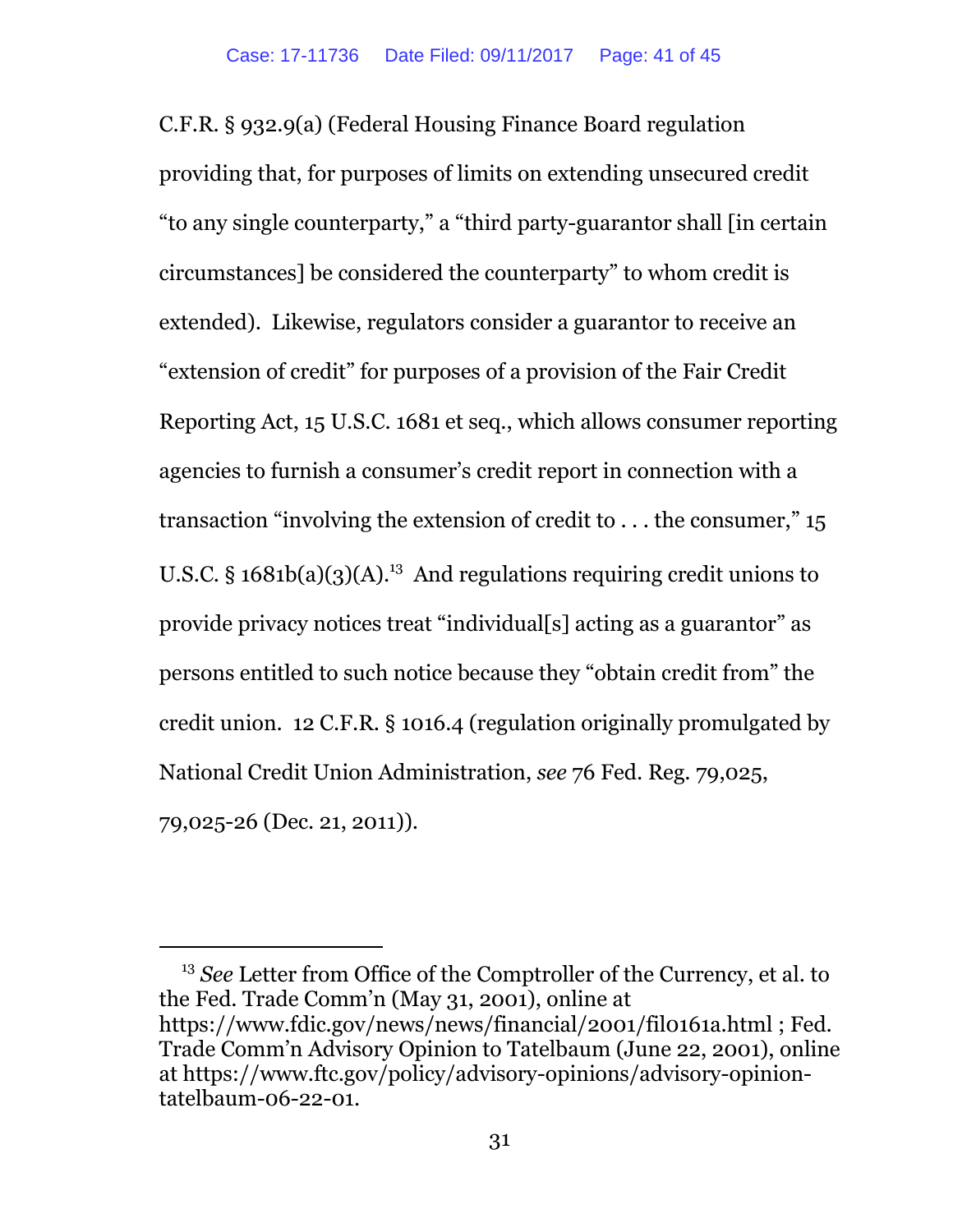C.F.R. § 932.9(a) (Federal Housing Finance Board regulation providing that, for purposes of limits on extending unsecured credit "to any single counterparty," a "third party-guarantor shall [in certain circumstances] be considered the counterparty" to whom credit is extended). Likewise, regulators consider a guarantor to receive an "extension of credit" for purposes of a provision of the Fair Credit Reporting Act, 15 U.S.C. 1681 et seq., which allows consumer reporting agencies to furnish a consumer's credit report in connection with a transaction "involving the extension of credit to . . . the consumer," 15 U.S.C. § 1681b(a)(3)(A).[13] And regulations requiring credit unions to provide privacy notices treat "individual[s] acting as a guarantor" as persons entitled to such notice because they "obtain credit from" the credit union. 12 C.F.R. § 1016.4 (regulation originally promulgated by National Credit Union Administration, *see* 76 Fed. Reg. 79,025, 79,025-26 (Dec. 21, 2011)).

---

[13] *See* Letter from Office of the Comptroller of the Currency, et al. to the Fed. Trade Comm'n (May 31, 2001), online at https://www.fdic.gov/news/news/financial/2001/fil0161a.html ; Fed. Trade Comm'n Advisory Opinion to Tatelbaum (June 22, 2001), online at https://www.ftc.gov/policy/advisory-opinions/advisory-opinion-tatelbaum-06-22-01.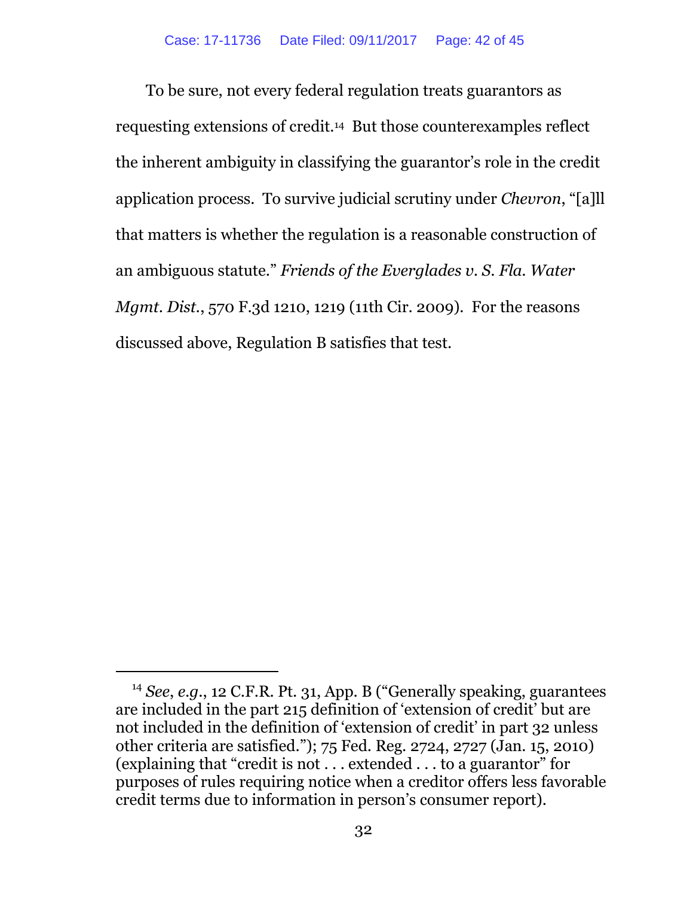To be sure, not every federal regulation treats guarantors as requesting extensions of credit.[14] But those counterexamples reflect the inherent ambiguity in classifying the guarantor's role in the credit application process. To survive judicial scrutiny under *Chevron*, "[a]ll that matters is whether the regulation is a reasonable construction of an ambiguous statute." *Friends of the Everglades v. S. Fla. Water Mgmt. Dist.*, 570 F.3d 1210, 1219 (11th Cir. 2009). For the reasons discussed above, Regulation B satisfies that test.

---

[14] *See*, *e.g.*, 12 C.F.R. Pt. 31, App. B ("Generally speaking, guarantees are included in the part 215 definition of 'extension of credit' but are not included in the definition of 'extension of credit' in part 32 unless other criteria are satisfied."); 75 Fed. Reg. 2724, 2727 (Jan. 15, 2010) (explaining that "credit is not . . . extended . . . to a guarantor" for purposes of rules requiring notice when a creditor offers less favorable credit terms due to information in person's consumer report).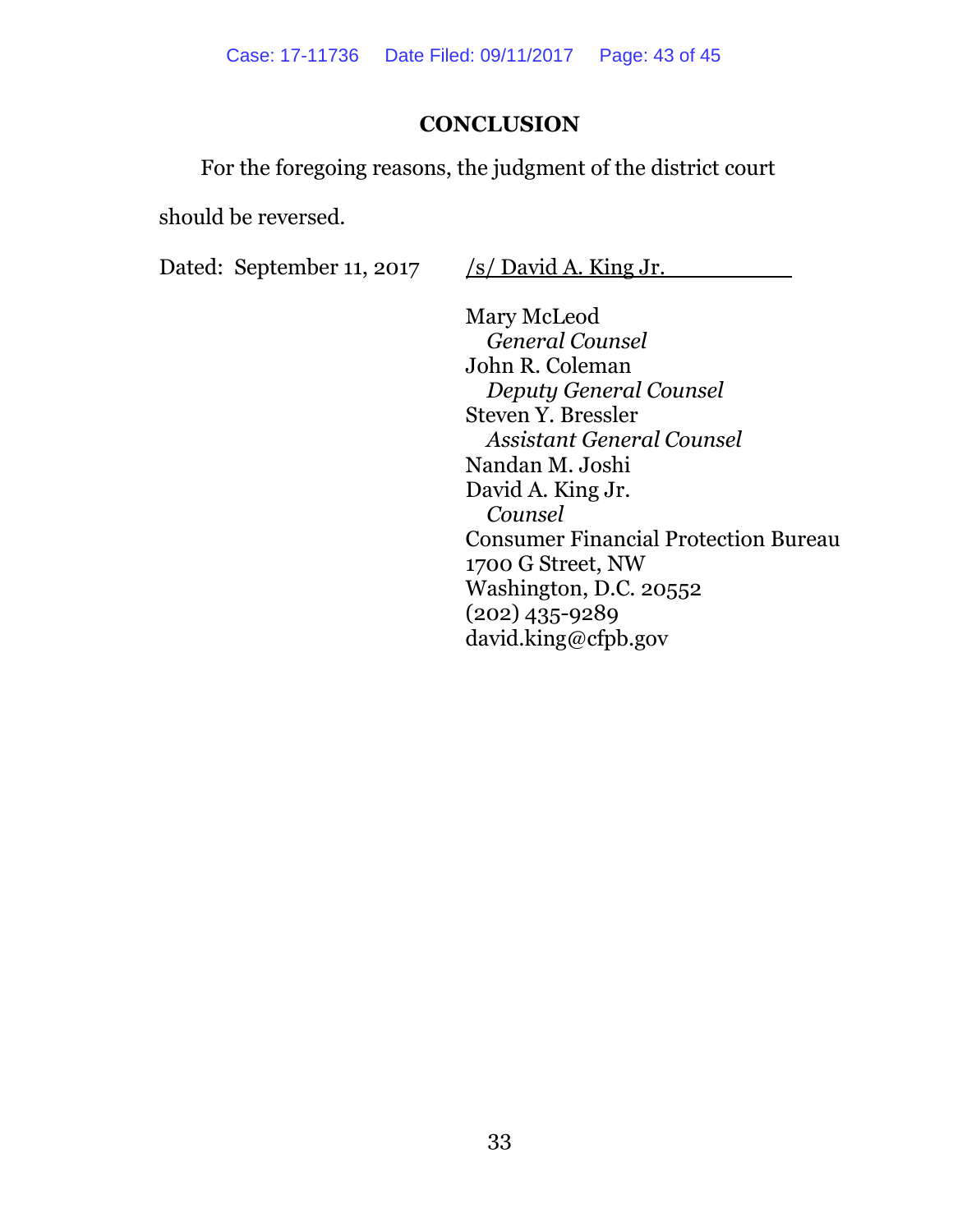## CONCLUSION

For the foregoing reasons, the judgment of the district court should be reversed.

Dated: September 11, 2017

/s/ David A. King Jr.

Mary McLeod
*General Counsel*
John R. Coleman
*Deputy General Counsel*
Steven Y. Bressler
*Assistant General Counsel*
Nandan M. Joshi
David A. King Jr.
*Counsel*
Consumer Financial Protection Bureau
1700 G Street, NW
Washington, D.C. 20552
(202) 435-9289
david.king@cfpb.gov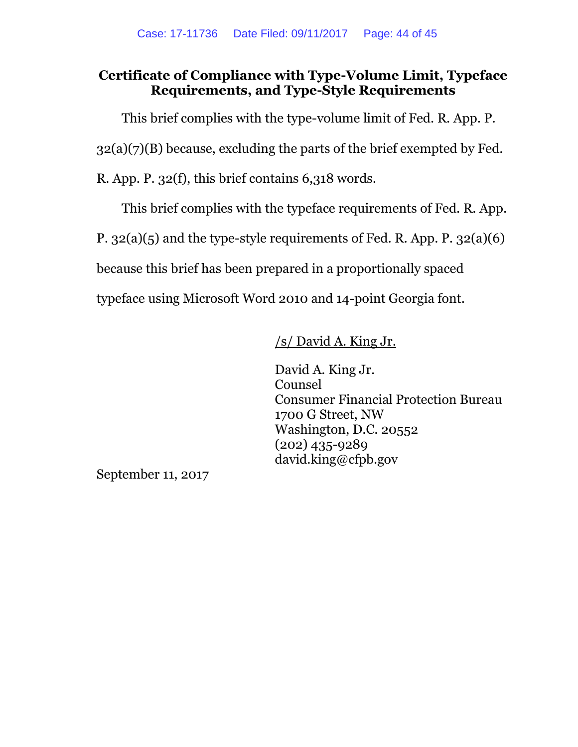## Certificate of Compliance with Type-Volume Limit, Typeface Requirements, and Type-Style Requirements

This brief complies with the type-volume limit of Fed. R. App. P. 32(a)(7)(B) because, excluding the parts of the brief exempted by Fed. R. App. P. 32(f), this brief contains 6,318 words.

This brief complies with the typeface requirements of Fed. R. App. P. 32(a)(5) and the type-style requirements of Fed. R. App. P. 32(a)(6) because this brief has been prepared in a proportionally spaced typeface using Microsoft Word 2010 and 14-point Georgia font.

/s/ David A. King Jr.

David A. King Jr.
Counsel
Consumer Financial Protection Bureau
1700 G Street, NW
Washington, D.C. 20552
(202) 435-9289
david.king@cfpb.gov

September 11, 2017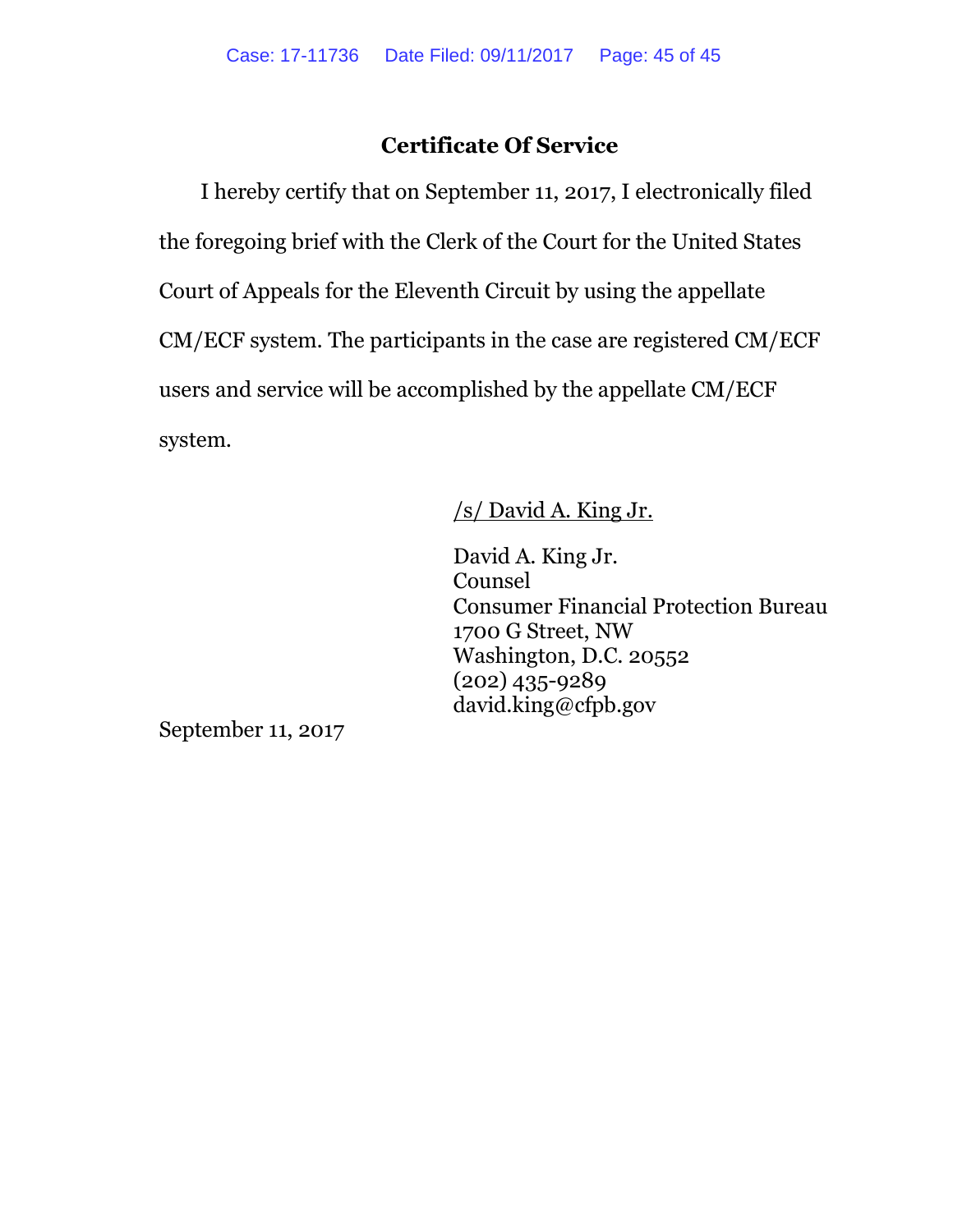## Certificate Of Service

I hereby certify that on September 11, 2017, I electronically filed the foregoing brief with the Clerk of the Court for the United States Court of Appeals for the Eleventh Circuit by using the appellate CM/ECF system. The participants in the case are registered CM/ECF users and service will be accomplished by the appellate CM/ECF system.

/s/ David A. King Jr.

David A. King Jr.
Counsel
Consumer Financial Protection Bureau
1700 G Street, NW
Washington, D.C. 20552
(202) 435-9289
david.king@cfpb.gov

September 11, 2017